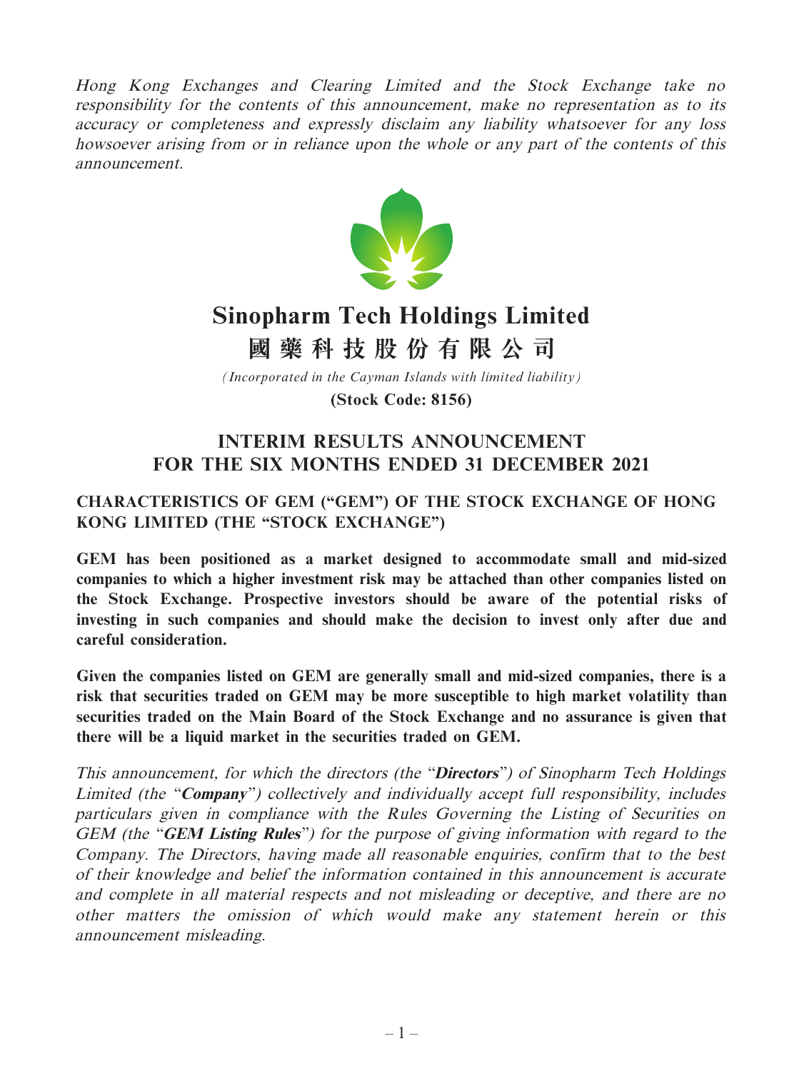*Hong Kong Exchanges and Clearing Limited and the Stock Exchange take no responsibility for the contents of this announcement, make no representation as to its accuracy or completeness and expressly disclaim any liability whatsoever for any loss howsoever arising from or in reliance upon the whole or any part of the contents of this announcement.*

# Sinopharm Tech Holdings Limited

# 國藥科技股份有限公司

*(Incorporated in the Cayman Islands with limited liability)*

**(Stock Code: 8156)**

## INTERIM RESULTS ANNOUNCEMENT FOR THE SIX MONTHS ENDED 31 DECEMBER 2021

### CHARACTERISTICS OF GEM ("GEM") OF THE STOCK EXCHANGE OF HONG KONG LIMITED (THE "STOCK EXCHANGE")

**GEM has been positioned as a market designed to accommodate small and mid-sized companies to which a higher investment risk may be attached than other companies listed on the Stock Exchange. Prospective investors should be aware of the potential risks of investing in such companies and should make the decision to invest only after due and careful consideration.**

**Given the companies listed on GEM are generally small and mid-sized companies, there is a risk that securities traded on GEM may be more susceptible to high market volatility than securities traded on the Main Board of the Stock Exchange and no assurance is given that there will be a liquid market in the securities traded on GEM.**

*This announcement, for which the directors (the "**Directors**") of Sinopharm Tech Holdings Limited (the "**Company**") collectively and individually accept full responsibility, includes particulars given in compliance with the Rules Governing the Listing of Securities on GEM (the "**GEM Listing Rules**") for the purpose of giving information with regard to the Company. The Directors, having made all reasonable enquiries, confirm that to the best of their knowledge and belief the information contained in this announcement is accurate and complete in all material respects and not misleading or deceptive, and there are no other matters the omission of which would make any statement herein or this announcement misleading.*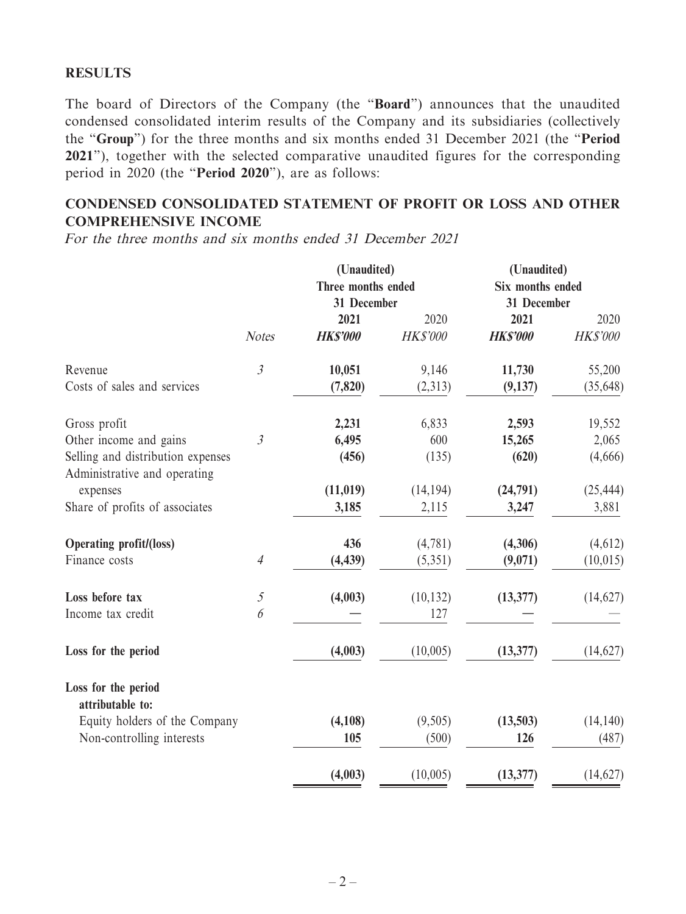## RESULTS

The board of Directors of the Company (the "**Board**") announces that the unaudited condensed consolidated interim results of the Company and its subsidiaries (collectively the "**Group**") for the three months and six months ended 31 December 2021 (the "**Period 2021**"), together with the selected comparative unaudited figures for the corresponding period in 2020 (the "**Period 2020**"), are as follows:

## CONDENSED CONSOLIDATED STATEMENT OF PROFIT OR LOSS AND OTHER COMPREHENSIVE INCOME

*For the three months and six months ended 31 December 2021*

| | | (Unaudited) Three months ended 31 December | | (Unaudited) Six months ended 31 December | |
|---|---|---|---|---|---|
| | | **2021** | 2020 | **2021** | 2020 |
| | *Notes* | ***HK$'000*** | *HK$'000* | ***HK$'000*** | *HK$'000* |
| Revenue | *3* | **10,051** | 9,146 | **11,730** | 55,200 |
| Costs of sales and services | | **(7,820)** | (2,313) | **(9,137)** | (35,648) |
| Gross profit | | **2,231** | 6,833 | **2,593** | 19,552 |
| Other income and gains | *3* | **6,495** | 600 | **15,265** | 2,065 |
| Selling and distribution expenses | | **(456)** | (135) | **(620)** | (4,666) |
| Administrative and operating expenses | | **(11,019)** | (14,194) | **(24,791)** | (25,444) |
| Share of profits of associates | | **3,185** | 2,115 | **3,247** | 3,881 |
| **Operating profit/(loss)** | | **436** | (4,781) | **(4,306)** | (4,612) |
| Finance costs | *4* | **(4,439)** | (5,351) | **(9,071)** | (10,015) |
| **Loss before tax** | *5* | **(4,003)** | (10,132) | **(13,377)** | (14,627) |
| Income tax credit | *6* | **—** | 127 | **—** | — |
| **Loss for the period** | | **(4,003)** | (10,005) | **(13,377)** | (14,627) |
| **Loss for the period attributable to:** | | | | | |
| Equity holders of the Company | | **(4,108)** | (9,505) | **(13,503)** | (14,140) |
| Non-controlling interests | | **105** | (500) | **126** | (487) |
| | | **(4,003)** | (10,005) | **(13,377)** | (14,627) |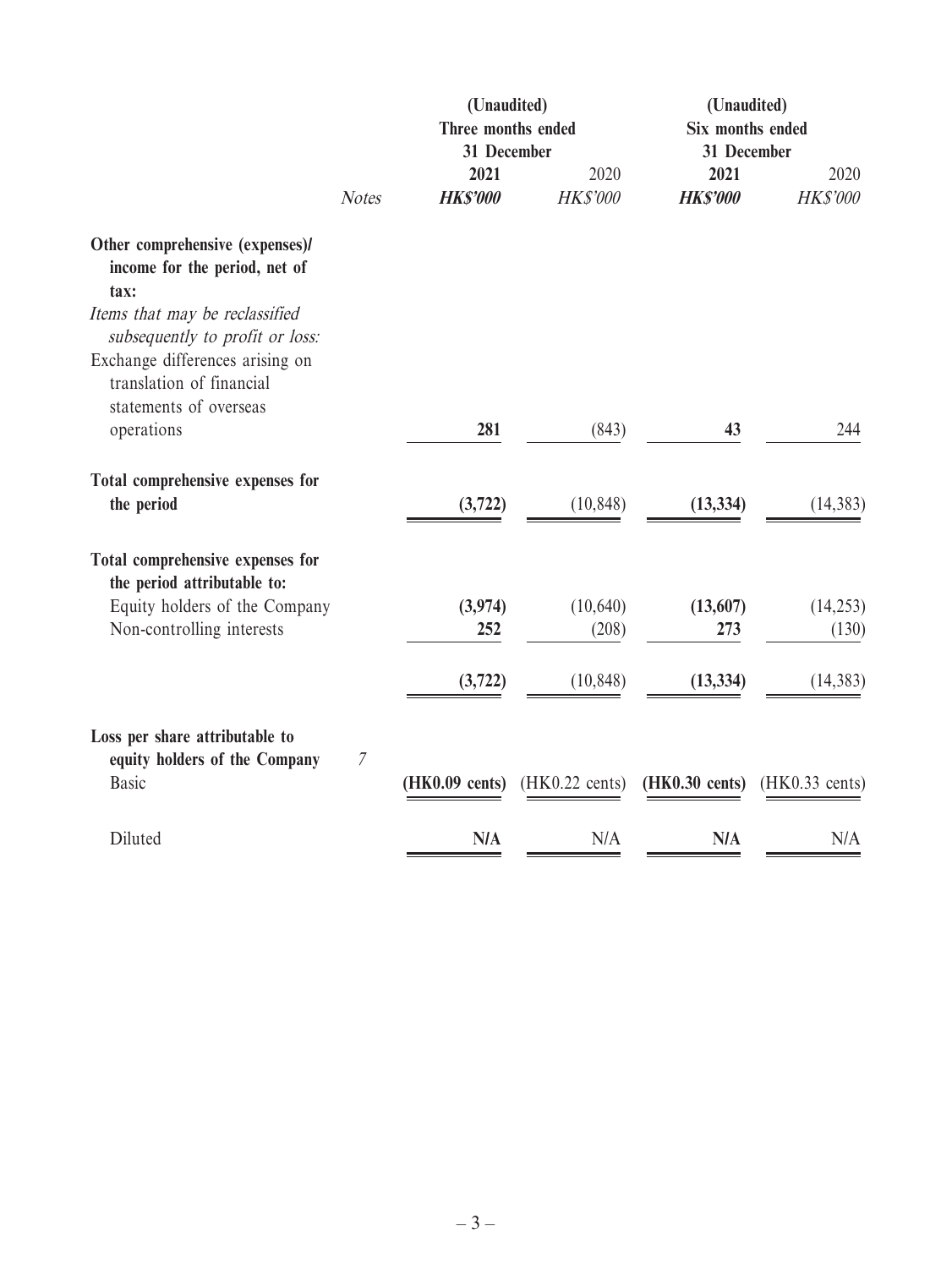| | Notes | (Unaudited) Three months ended 31 December 2021 HK$'000 | (Unaudited) Three months ended 31 December 2020 HK$'000 | (Unaudited) Six months ended 31 December 2021 HK$'000 | (Unaudited) Six months ended 31 December 2020 HK$'000 |
|---|---|---|---|---|---|
| **Other comprehensive (expenses)/ income for the period, net of tax:** | | | | | |
| *Items that may be reclassified subsequently to profit or loss:* | | | | | |
| Exchange differences arising on translation of financial statements of overseas operations | | **281** | (843) | **43** | 244 |
| **Total comprehensive expenses for the period** | | **(3,722)** | (10,848) | **(13,334)** | (14,383) |
| **Total comprehensive expenses for the period attributable to:** | | | | | |
| Equity holders of the Company | | **(3,974)** | (10,640) | **(13,607)** | (14,253) |
| Non-controlling interests | | **252** | (208) | **273** | (130) |
| | | **(3,722)** | (10,848) | **(13,334)** | (14,383) |
| **Loss per share attributable to equity holders of the Company** | *7* | | | | |
| Basic | | **(HK0.09 cents)** | (HK0.22 cents) | **(HK0.30 cents)** | (HK0.33 cents) |
| Diluted | | **N/A** | N/A | **N/A** | N/A |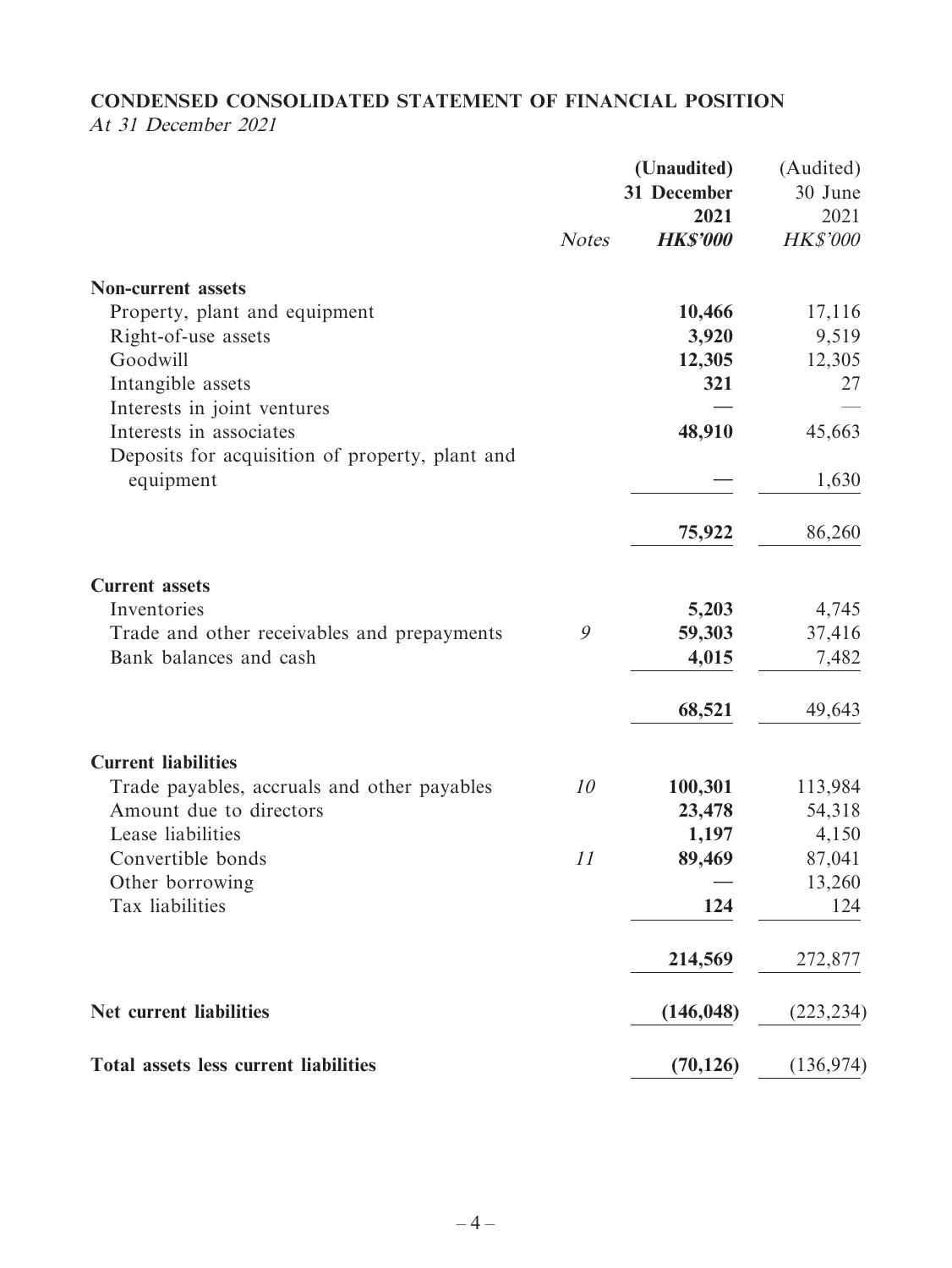## CONDENSED CONSOLIDATED STATEMENT OF FINANCIAL POSITION

*At 31 December 2021*

| | Notes | (Unaudited) 31 December 2021 HK$'000 | (Audited) 30 June 2021 HK$'000 |
|---|---|---|---|
| **Non-current assets** | | | |
| Property, plant and equipment | | **10,466** | 17,116 |
| Right-of-use assets | | **3,920** | 9,519 |
| Goodwill | | **12,305** | 12,305 |
| Intangible assets | | **321** | 27 |
| Interests in joint ventures | | **—** | — |
| Interests in associates | | **48,910** | 45,663 |
| Deposits for acquisition of property, plant and equipment | | **—** | 1,630 |
| | | **75,922** | 86,260 |
| **Current assets** | | | |
| Inventories | | **5,203** | 4,745 |
| Trade and other receivables and prepayments | 9 | **59,303** | 37,416 |
| Bank balances and cash | | **4,015** | 7,482 |
| | | **68,521** | 49,643 |
| **Current liabilities** | | | |
| Trade payables, accruals and other payables | 10 | **100,301** | 113,984 |
| Amount due to directors | | **23,478** | 54,318 |
| Lease liabilities | | **1,197** | 4,150 |
| Convertible bonds | 11 | **89,469** | 87,041 |
| Other borrowing | | **—** | 13,260 |
| Tax liabilities | | **124** | 124 |
| | | **214,569** | 272,877 |
| **Net current liabilities** | | **(146,048)** | (223,234) |
| **Total assets less current liabilities** | | **(70,126)** | (136,974) |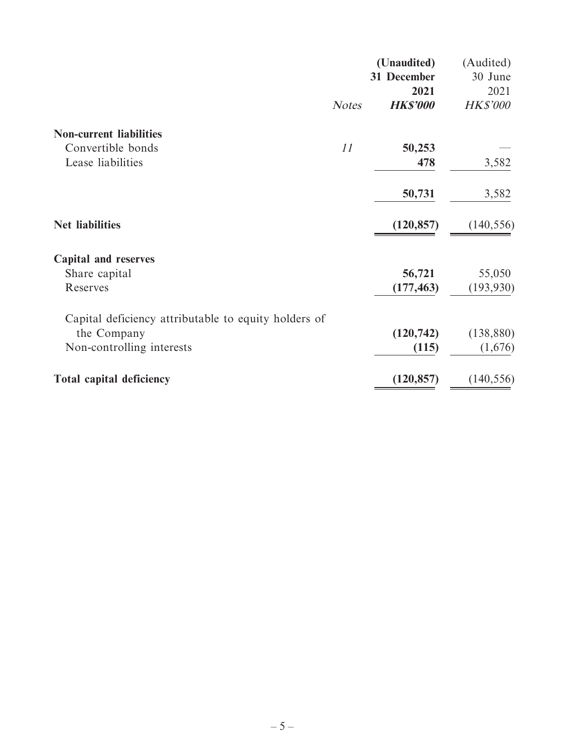| | Notes | (Unaudited) 31 December 2021 HK$'000 | (Audited) 30 June 2021 HK$'000 |
|---|---|---|---|
| **Non-current liabilities** | | | |
| Convertible bonds | 11 | **50,253** | — |
| Lease liabilities | | **478** | 3,582 |
| | | **50,731** | 3,582 |
| **Net liabilities** | | **(120,857)** | (140,556) |
| **Capital and reserves** | | | |
| Share capital | | **56,721** | 55,050 |
| Reserves | | **(177,463)** | (193,930) |
| Capital deficiency attributable to equity holders of the Company | | **(120,742)** | (138,880) |
| Non-controlling interests | | **(115)** | (1,676) |
| **Total capital deficiency** | | **(120,857)** | (140,556) |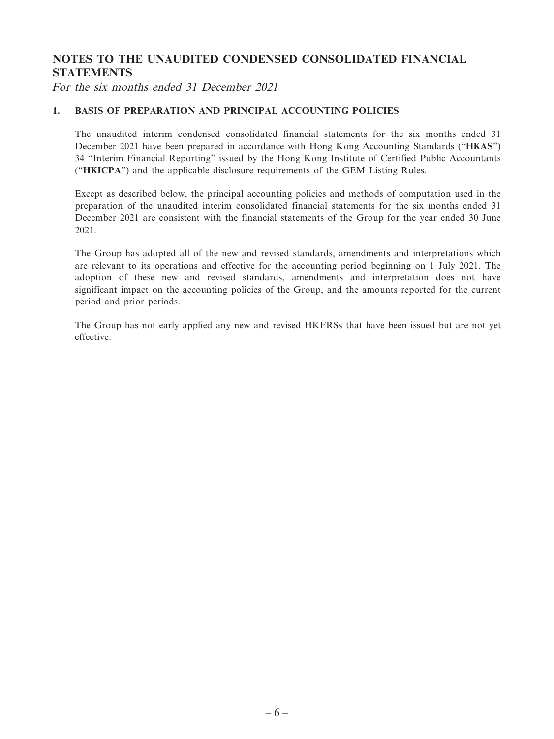# NOTES TO THE UNAUDITED CONDENSED CONSOLIDATED FINANCIAL STATEMENTS

*For the six months ended 31 December 2021*

## 1. BASIS OF PREPARATION AND PRINCIPAL ACCOUNTING POLICIES

The unaudited interim condensed consolidated financial statements for the six months ended 31 December 2021 have been prepared in accordance with Hong Kong Accounting Standards ("**HKAS**") 34 "Interim Financial Reporting" issued by the Hong Kong Institute of Certified Public Accountants ("**HKICPA**") and the applicable disclosure requirements of the GEM Listing Rules.

Except as described below, the principal accounting policies and methods of computation used in the preparation of the unaudited interim consolidated financial statements for the six months ended 31 December 2021 are consistent with the financial statements of the Group for the year ended 30 June 2021.

The Group has adopted all of the new and revised standards, amendments and interpretations which are relevant to its operations and effective for the accounting period beginning on 1 July 2021. The adoption of these new and revised standards, amendments and interpretation does not have significant impact on the accounting policies of the Group, and the amounts reported for the current period and prior periods.

The Group has not early applied any new and revised HKFRSs that have been issued but are not yet effective.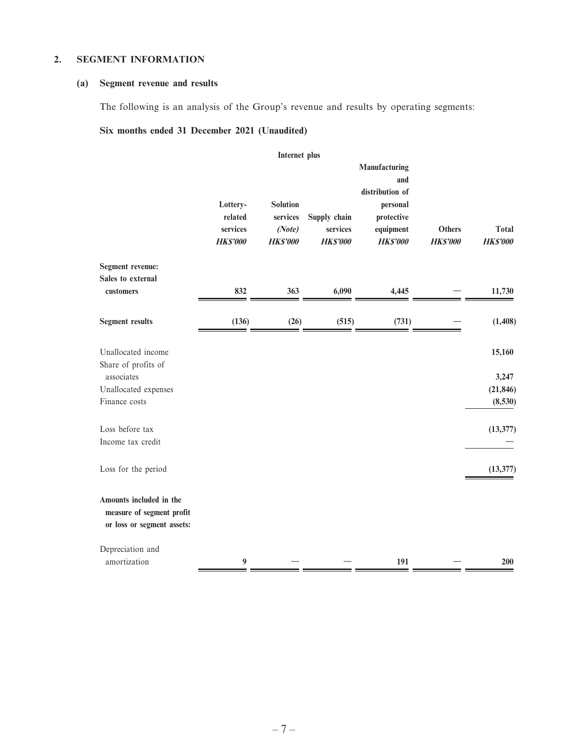## 2. SEGMENT INFORMATION

### (a) Segment revenue and results

The following is an analysis of the Group's revenue and results by operating segments:

**Six months ended 31 December 2021 (Unaudited)**

| | Lottery-related services | Internet plus | | Manufacturing and distribution of personal protective equipment | Others | Total |
|---|---|---|---|---|---|---|
| | | Solution services *(Note)* | Supply chain services | | | |
| | ***HK$'000*** | ***HK$'000*** | ***HK$'000*** | ***HK$'000*** | ***HK$'000*** | ***HK$'000*** |
| **Segment revenue:** | | | | | | |
| **Sales to external customers** | **832** | **363** | **6,090** | **4,445** | **—** | **11,730** |
| **Segment results** | **(136)** | **(26)** | **(515)** | **(731)** | **—** | **(1,408)** |
| Unallocated income | | | | | | **15,160** |
| Share of profits of associates | | | | | | **3,247** |
| Unallocated expenses | | | | | | **(21,846)** |
| Finance costs | | | | | | **(8,530)** |
| Loss before tax | | | | | | **(13,377)** |
| Income tax credit | | | | | | **—** |
| Loss for the period | | | | | | **(13,377)** |
| **Amounts included in the measure of segment profit or loss or segment assets:** | | | | | | |
| Depreciation and amortization | **9** | **—** | **—** | **191** | **—** | **200** |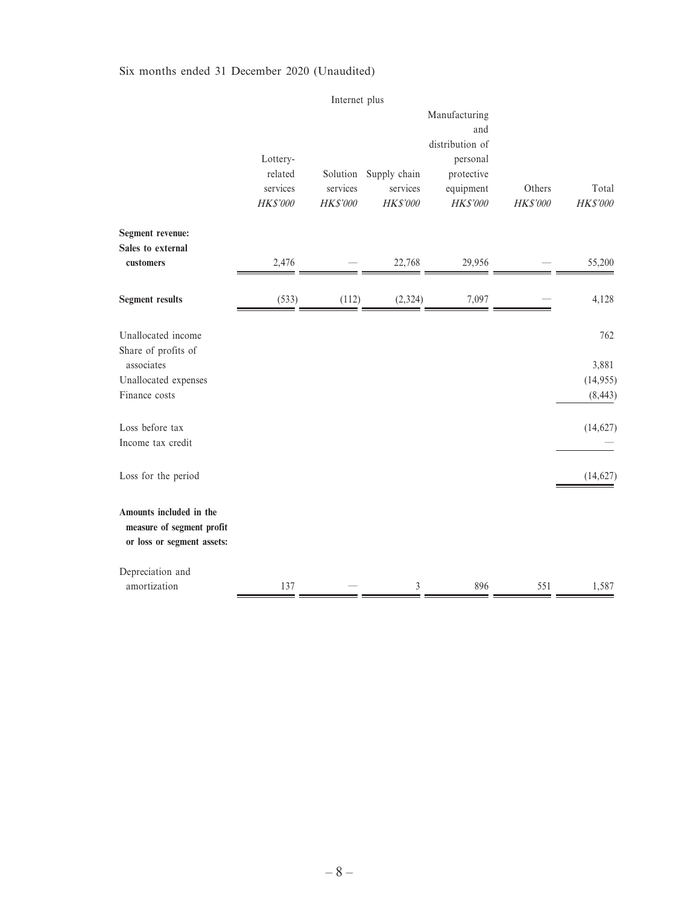Six months ended 31 December 2020 (Unaudited)

| | Internet plus | | | | | |
|---|---|---|---|---|---|---|
| | Lottery-related services | Solution services | Supply chain services | Manufacturing and distribution of personal protective equipment | Others | Total |
| | *HK$'000* | *HK$'000* | *HK$'000* | *HK$'000* | *HK$'000* | *HK$'000* |
| **Segment revenue:** | | | | | | |
| **Sales to external customers** | 2,476 | — | 22,768 | 29,956 | — | 55,200 |
| **Segment results** | (533) | (112) | (2,324) | 7,097 | — | 4,128 |
| Unallocated income | | | | | | 762 |
| Share of profits of associates | | | | | | 3,881 |
| Unallocated expenses | | | | | | (14,955) |
| Finance costs | | | | | | (8,443) |
| Loss before tax | | | | | | (14,627) |
| Income tax credit | | | | | | — |
| Loss for the period | | | | | | (14,627) |
| **Amounts included in the measure of segment profit or loss or segment assets:** | | | | | | |
| Depreciation and amortization | 137 | — | 3 | 896 | 551 | 1,587 |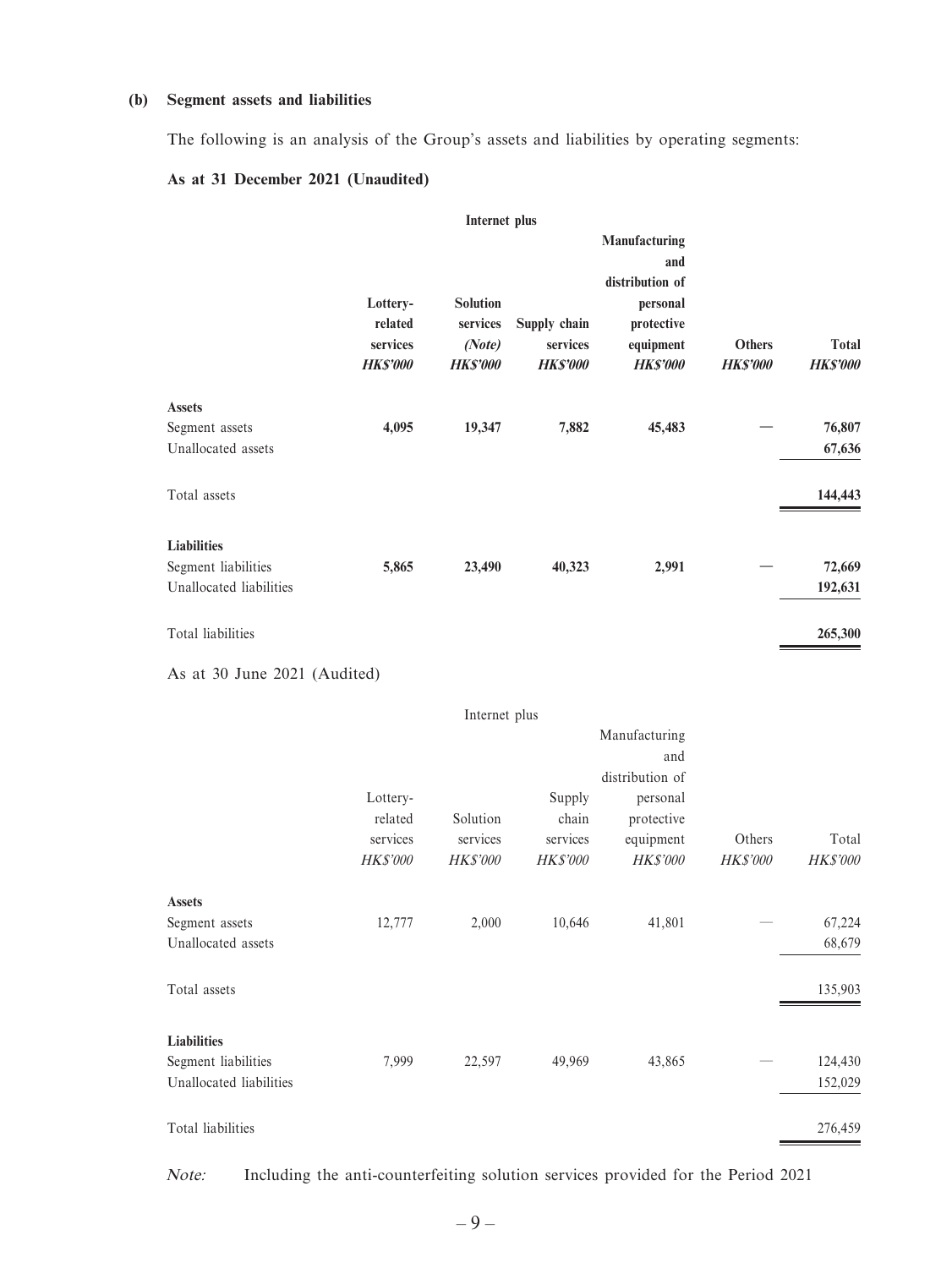### (b) Segment assets and liabilities

The following is an analysis of the Group's assets and liabilities by operating segments:

**As at 31 December 2021 (Unaudited)**

| | **Lottery-related services** | **Internet plus Solution services (Note)** | **Internet plus Supply chain services** | **Manufacturing and distribution of personal protective equipment** | **Others** | **Total** |
|---|---|---|---|---|---|---|
| | ***HK$'000*** | ***HK$'000*** | ***HK$'000*** | ***HK$'000*** | ***HK$'000*** | ***HK$'000*** |
| **Assets** | | | | | | |
| Segment assets | **4,095** | **19,347** | **7,882** | **45,483** | **—** | **76,807** |
| Unallocated assets | | | | | | **67,636** |
| Total assets | | | | | | **144,443** |
| **Liabilities** | | | | | | |
| Segment liabilities | **5,865** | **23,490** | **40,323** | **2,991** | **—** | **72,669** |
| Unallocated liabilities | | | | | | **192,631** |
| Total liabilities | | | | | | **265,300** |

As at 30 June 2021 (Audited)

| | Lottery-related services | Internet plus Solution services | Internet plus Supply chain services | Manufacturing and distribution of personal protective equipment | Others | Total |
|---|---|---|---|---|---|---|
| | *HK$'000* | *HK$'000* | *HK$'000* | *HK$'000* | *HK$'000* | *HK$'000* |
| **Assets** | | | | | | |
| Segment assets | 12,777 | 2,000 | 10,646 | 41,801 | — | 67,224 |
| Unallocated assets | | | | | | 68,679 |
| Total assets | | | | | | 135,903 |
| **Liabilities** | | | | | | |
| Segment liabilities | 7,999 | 22,597 | 49,969 | 43,865 | — | 124,430 |
| Unallocated liabilities | | | | | | 152,029 |
| Total liabilities | | | | | | 276,459 |

*Note:* Including the anti-counterfeiting solution services provided for the Period 2021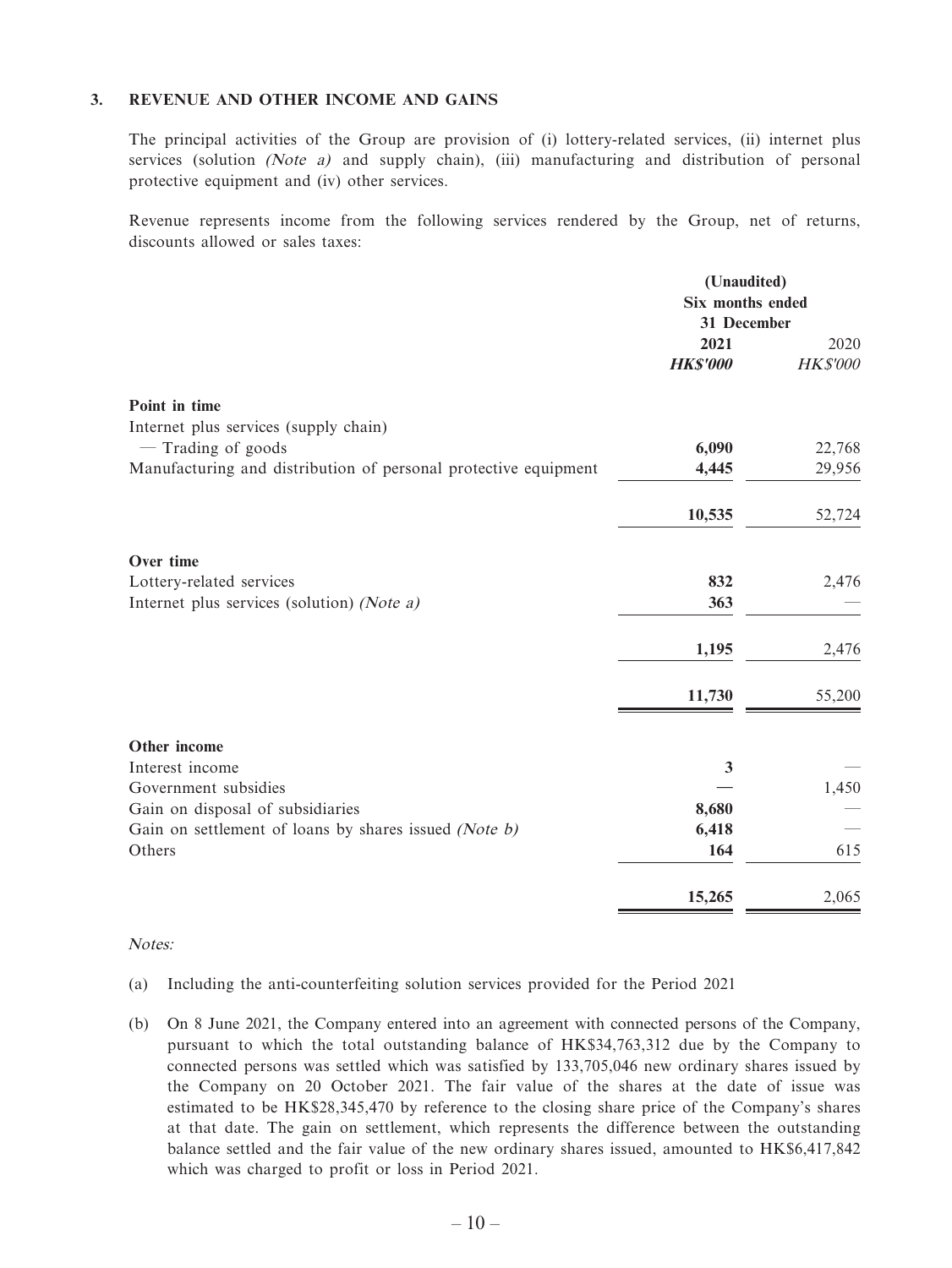### 3. REVENUE AND OTHER INCOME AND GAINS

The principal activities of the Group are provision of (i) lottery-related services, (ii) internet plus services (solution *(Note a)* and supply chain), (iii) manufacturing and distribution of personal protective equipment and (iv) other services.

Revenue represents income from the following services rendered by the Group, net of returns, discounts allowed or sales taxes:

| | (Unaudited) Six months ended 31 December | |
|---|---|---|
| | **2021** | 2020 |
| | ***HK$'000*** | *HK$'000* |
| **Point in time** | | |
| Internet plus services (supply chain) | | |
| — Trading of goods | **6,090** | 22,768 |
| Manufacturing and distribution of personal protective equipment | **4,445** | 29,956 |
| | **10,535** | 52,724 |
| **Over time** | | |
| Lottery-related services | **832** | 2,476 |
| Internet plus services (solution) *(Note a)* | **363** | — |
| | **1,195** | 2,476 |
| | **11,730** | 55,200 |
| **Other income** | | |
| Interest income | **3** | — |
| Government subsidies | **—** | 1,450 |
| Gain on disposal of subsidiaries | **8,680** | — |
| Gain on settlement of loans by shares issued *(Note b)* | **6,418** | — |
| Others | **164** | 615 |
| | **15,265** | 2,065 |

*Notes:*

(a) Including the anti-counterfeiting solution services provided for the Period 2021

(b) On 8 June 2021, the Company entered into an agreement with connected persons of the Company, pursuant to which the total outstanding balance of HK$34,763,312 due by the Company to connected persons was settled which was satisfied by 133,705,046 new ordinary shares issued by the Company on 20 October 2021. The fair value of the shares at the date of issue was estimated to be HK$28,345,470 by reference to the closing share price of the Company's shares at that date. The gain on settlement, which represents the difference between the outstanding balance settled and the fair value of the new ordinary shares issued, amounted to HK$6,417,842 which was charged to profit or loss in Period 2021.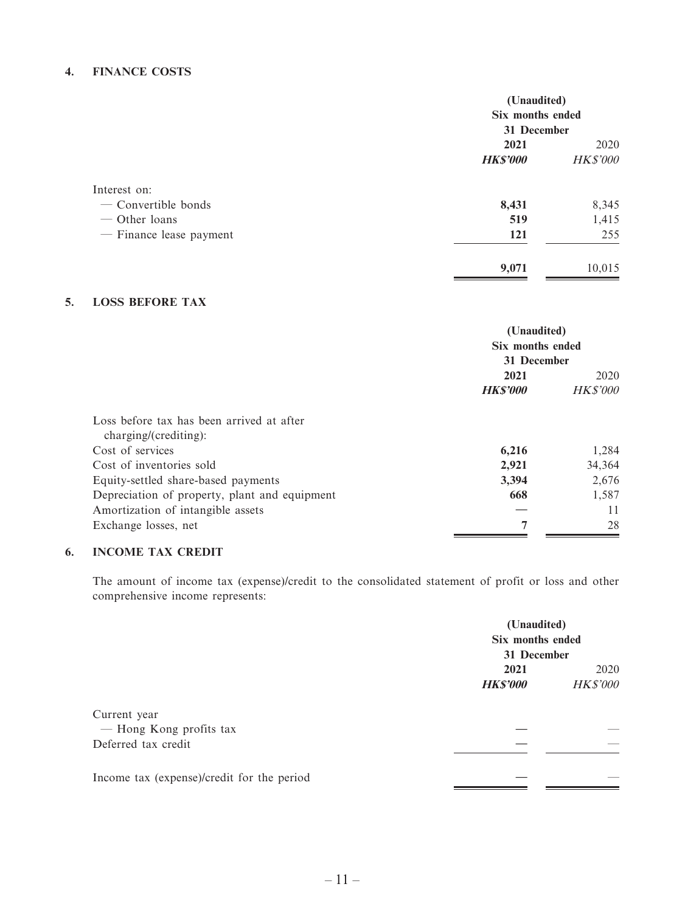## 4. FINANCE COSTS

| | (Unaudited) Six months ended 31 December | |
|---|---|---|
| | **2021** | 2020 |
| | ***HK$'000*** | *HK$'000* |
| Interest on: | | |
| — Convertible bonds | **8,431** | 8,345 |
| — Other loans | **519** | 1,415 |
| — Finance lease payment | **121** | 255 |
| | **9,071** | 10,015 |

## 5. LOSS BEFORE TAX

| | (Unaudited) Six months ended 31 December | |
|---|---|---|
| | **2021** | 2020 |
| | ***HK$'000*** | *HK$'000* |
| Loss before tax has been arrived at after charging/(crediting): | | |
| Cost of services | **6,216** | 1,284 |
| Cost of inventories sold | **2,921** | 34,364 |
| Equity-settled share-based payments | **3,394** | 2,676 |
| Depreciation of property, plant and equipment | **668** | 1,587 |
| Amortization of intangible assets | **—** | 11 |
| Exchange losses, net | **7** | 28 |

## 6. INCOME TAX CREDIT

The amount of income tax (expense)/credit to the consolidated statement of profit or loss and other comprehensive income represents:

| | (Unaudited) Six months ended 31 December | |
|---|---|---|
| | **2021** | 2020 |
| | ***HK$'000*** | *HK$'000* |
| Current year | | |
| — Hong Kong profits tax | **—** | — |
| Deferred tax credit | **—** | — |
| Income tax (expense)/credit for the period | **—** | — |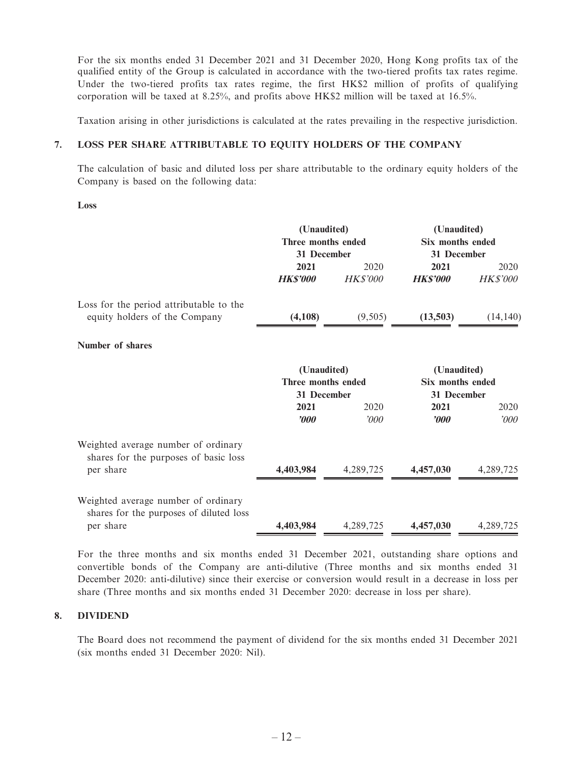For the six months ended 31 December 2021 and 31 December 2020, Hong Kong profits tax of the qualified entity of the Group is calculated in accordance with the two-tiered profits tax rates regime. Under the two-tiered profits tax rates regime, the first HK$2 million of profits of qualifying corporation will be taxed at 8.25%, and profits above HK$2 million will be taxed at 16.5%.

Taxation arising in other jurisdictions is calculated at the rates prevailing in the respective jurisdiction.

## 7. LOSS PER SHARE ATTRIBUTABLE TO EQUITY HOLDERS OF THE COMPANY

The calculation of basic and diluted loss per share attributable to the ordinary equity holders of the Company is based on the following data:

**Loss**

| | (Unaudited) Three months ended 31 December | | (Unaudited) Six months ended 31 December | |
|---|---|---|---|---|
| | **2021** | 2020 | **2021** | 2020 |
| | ***HK$'000*** | *HK$'000* | ***HK$'000*** | *HK$'000* |
| Loss for the period attributable to the equity holders of the Company | **(4,108)** | (9,505) | **(13,503)** | (14,140) |

**Number of shares**

| | (Unaudited) Three months ended 31 December | | (Unaudited) Six months ended 31 December | |
|---|---|---|---|---|
| | **2021** | 2020 | **2021** | 2020 |
| | ***'000*** | *'000* | ***'000*** | *'000* |
| Weighted average number of ordinary shares for the purposes of basic loss per share | **4,403,984** | 4,289,725 | **4,457,030** | 4,289,725 |
| Weighted average number of ordinary shares for the purposes of diluted loss per share | **4,403,984** | 4,289,725 | **4,457,030** | 4,289,725 |

For the three months and six months ended 31 December 2021, outstanding share options and convertible bonds of the Company are anti-dilutive (Three months and six months ended 31 December 2020: anti-dilutive) since their exercise or conversion would result in a decrease in loss per share (Three months and six months ended 31 December 2020: decrease in loss per share).

## 8. DIVIDEND

The Board does not recommend the payment of dividend for the six months ended 31 December 2021 (six months ended 31 December 2020: Nil).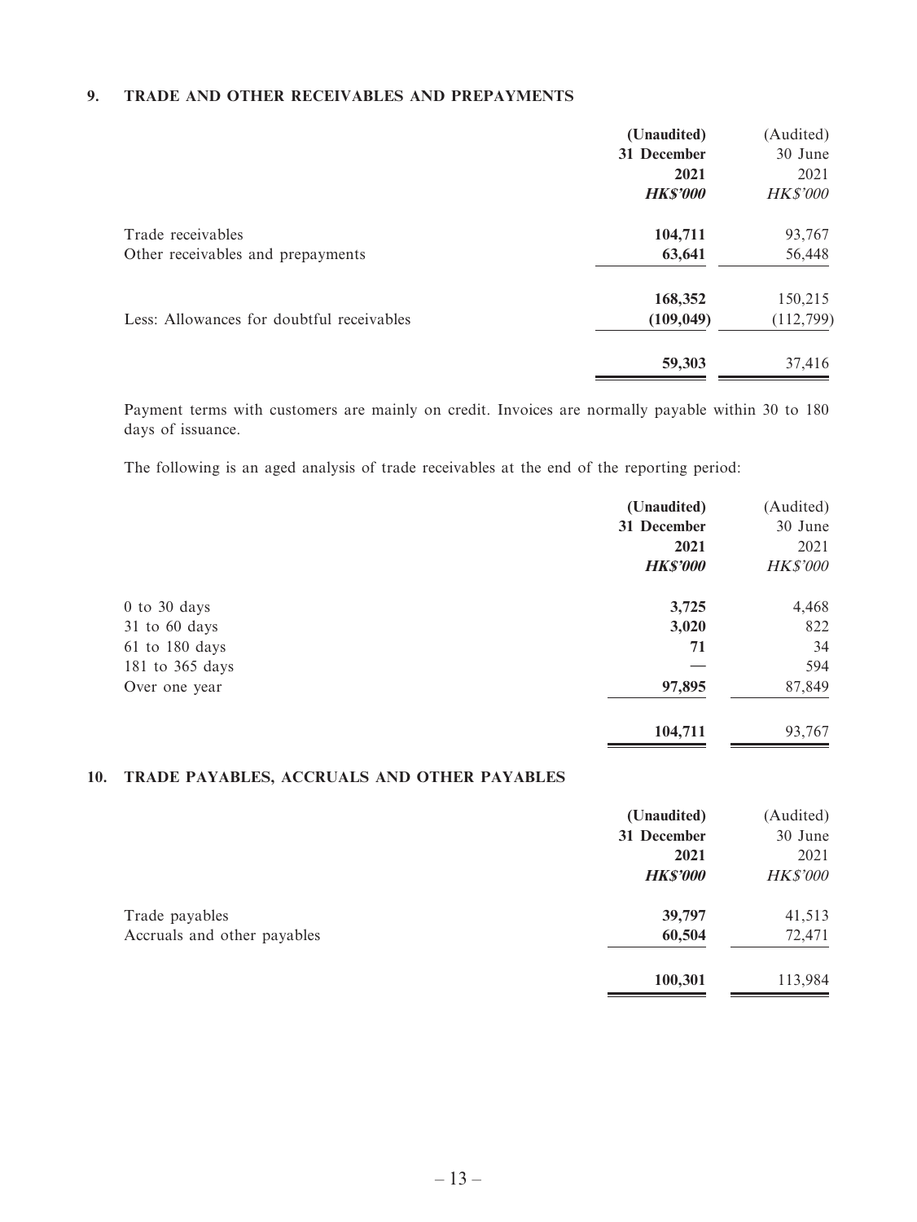## 9. TRADE AND OTHER RECEIVABLES AND PREPAYMENTS

| | (Unaudited) 31 December 2021 *HK$'000* | (Audited) 30 June 2021 *HK$'000* |
|---|---|---|
| Trade receivables | **104,711** | 93,767 |
| Other receivables and prepayments | **63,641** | 56,448 |
| | **168,352** | 150,215 |
| Less: Allowances for doubtful receivables | **(109,049)** | (112,799) |
| | **59,303** | 37,416 |

Payment terms with customers are mainly on credit. Invoices are normally payable within 30 to 180 days of issuance.

The following is an aged analysis of trade receivables at the end of the reporting period:

| | (Unaudited) 31 December 2021 *HK$'000* | (Audited) 30 June 2021 *HK$'000* |
|---|---|---|
| 0 to 30 days | **3,725** | 4,468 |
| 31 to 60 days | **3,020** | 822 |
| 61 to 180 days | **71** | 34 |
| 181 to 365 days | **—** | 594 |
| Over one year | **97,895** | 87,849 |
| | **104,711** | 93,767 |

## 10. TRADE PAYABLES, ACCRUALS AND OTHER PAYABLES

| | (Unaudited) 31 December 2021 *HK$'000* | (Audited) 30 June 2021 *HK$'000* |
|---|---|---|
| Trade payables | **39,797** | 41,513 |
| Accruals and other payables | **60,504** | 72,471 |
| | **100,301** | 113,984 |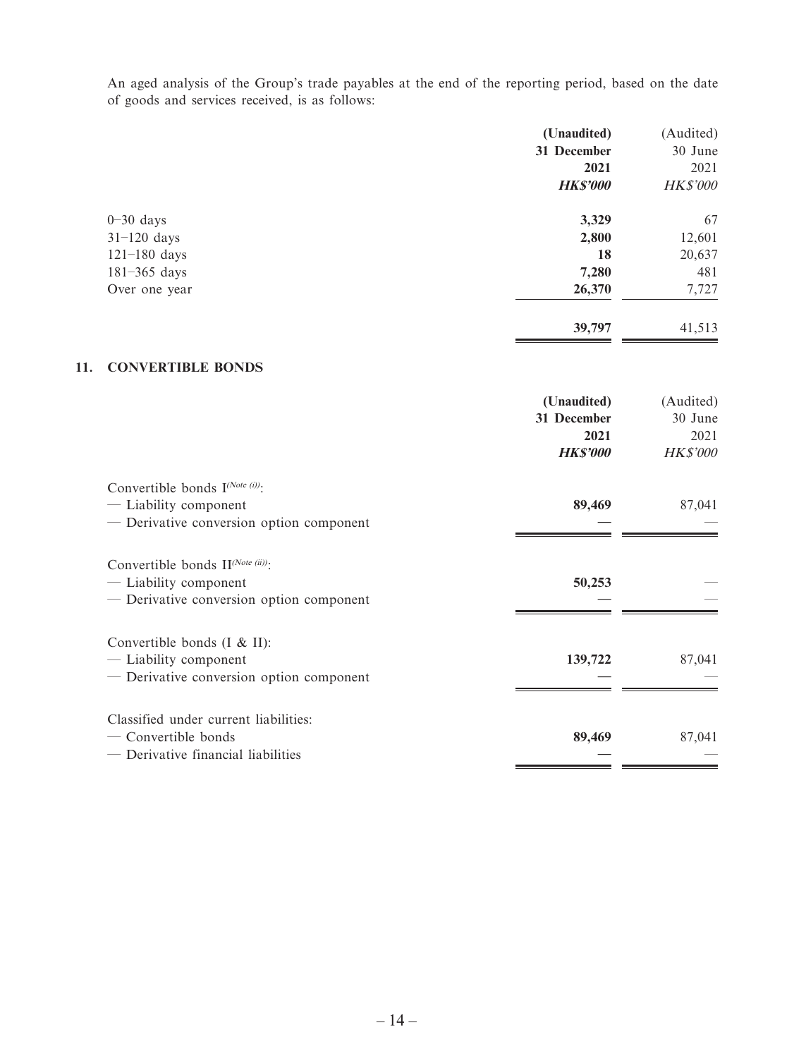An aged analysis of the Group's trade payables at the end of the reporting period, based on the date of goods and services received, is as follows:

| | (Unaudited) 31 December 2021 HK$'000 | (Audited) 30 June 2021 HK$'000 |
|---|---|---|
| 0–30 days | **3,329** | 67 |
| 31–120 days | **2,800** | 12,601 |
| 121–180 days | **18** | 20,637 |
| 181–365 days | **7,280** | 481 |
| Over one year | **26,370** | 7,727 |
| | **39,797** | 41,513 |

## 11. CONVERTIBLE BONDS

| | (Unaudited) 31 December 2021 HK$'000 | (Audited) 30 June 2021 HK$'000 |
|---|---|---|
| Convertible bonds I(Note (i)): | | |
| — Liability component | **89,469** | 87,041 |
| — Derivative conversion option component | **—** | — |
| Convertible bonds II(Note (ii)): | | |
| — Liability component | **50,253** | — |
| — Derivative conversion option component | **—** | — |
| Convertible bonds (I & II): | | |
| — Liability component | **139,722** | 87,041 |
| — Derivative conversion option component | **—** | — |
| Classified under current liabilities: | | |
| — Convertible bonds | **89,469** | 87,041 |
| — Derivative financial liabilities | **—** | — |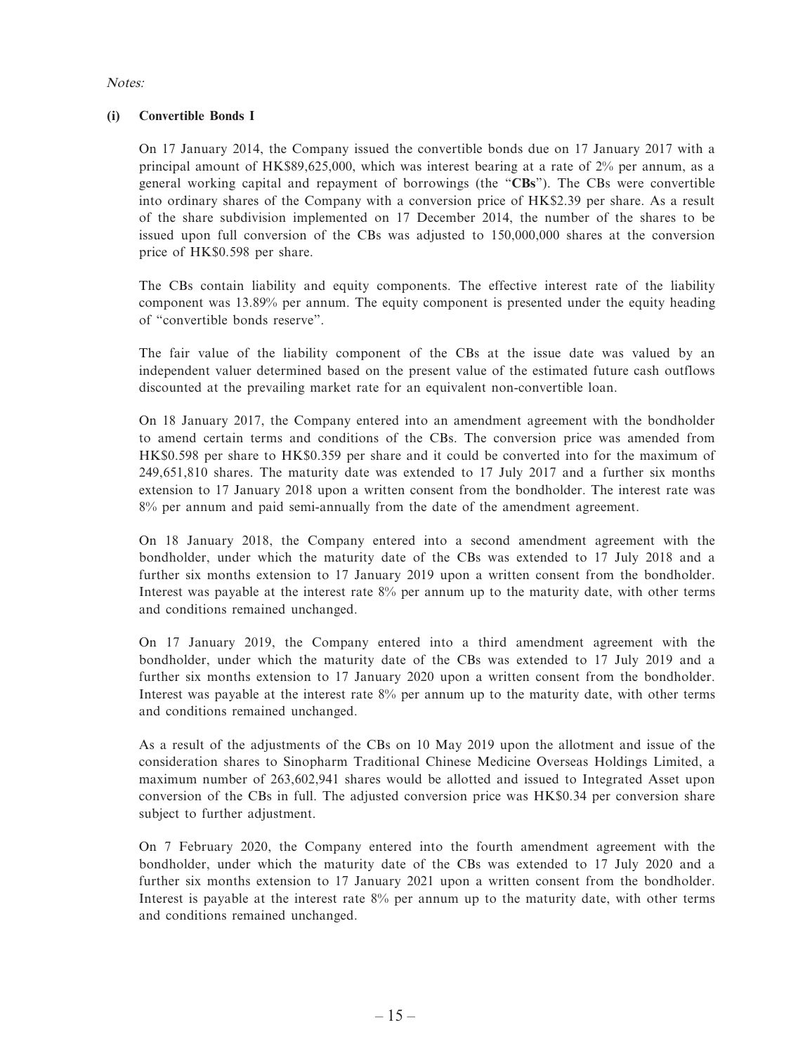*Notes:*

**(i) Convertible Bonds I**

On 17 January 2014, the Company issued the convertible bonds due on 17 January 2017 with a principal amount of HK$89,625,000, which was interest bearing at a rate of 2% per annum, as a general working capital and repayment of borrowings (the "**CBs**"). The CBs were convertible into ordinary shares of the Company with a conversion price of HK$2.39 per share. As a result of the share subdivision implemented on 17 December 2014, the number of the shares to be issued upon full conversion of the CBs was adjusted to 150,000,000 shares at the conversion price of HK$0.598 per share.

The CBs contain liability and equity components. The effective interest rate of the liability component was 13.89% per annum. The equity component is presented under the equity heading of "convertible bonds reserve".

The fair value of the liability component of the CBs at the issue date was valued by an independent valuer determined based on the present value of the estimated future cash outflows discounted at the prevailing market rate for an equivalent non-convertible loan.

On 18 January 2017, the Company entered into an amendment agreement with the bondholder to amend certain terms and conditions of the CBs. The conversion price was amended from HK$0.598 per share to HK$0.359 per share and it could be converted into for the maximum of 249,651,810 shares. The maturity date was extended to 17 July 2017 and a further six months extension to 17 January 2018 upon a written consent from the bondholder. The interest rate was 8% per annum and paid semi-annually from the date of the amendment agreement.

On 18 January 2018, the Company entered into a second amendment agreement with the bondholder, under which the maturity date of the CBs was extended to 17 July 2018 and a further six months extension to 17 January 2019 upon a written consent from the bondholder. Interest was payable at the interest rate 8% per annum up to the maturity date, with other terms and conditions remained unchanged.

On 17 January 2019, the Company entered into a third amendment agreement with the bondholder, under which the maturity date of the CBs was extended to 17 July 2019 and a further six months extension to 17 January 2020 upon a written consent from the bondholder. Interest was payable at the interest rate 8% per annum up to the maturity date, with other terms and conditions remained unchanged.

As a result of the adjustments of the CBs on 10 May 2019 upon the allotment and issue of the consideration shares to Sinopharm Traditional Chinese Medicine Overseas Holdings Limited, a maximum number of 263,602,941 shares would be allotted and issued to Integrated Asset upon conversion of the CBs in full. The adjusted conversion price was HK$0.34 per conversion share subject to further adjustment.

On 7 February 2020, the Company entered into the fourth amendment agreement with the bondholder, under which the maturity date of the CBs was extended to 17 July 2020 and a further six months extension to 17 January 2021 upon a written consent from the bondholder. Interest is payable at the interest rate 8% per annum up to the maturity date, with other terms and conditions remained unchanged.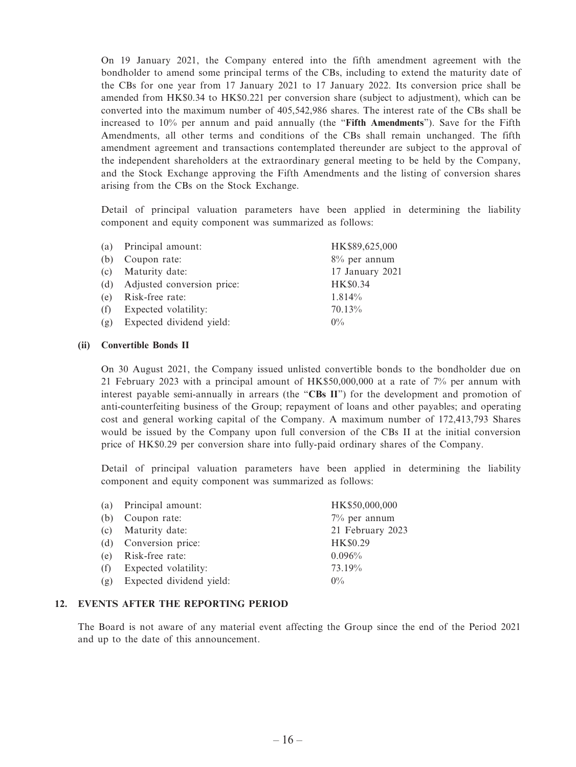On 19 January 2021, the Company entered into the fifth amendment agreement with the bondholder to amend some principal terms of the CBs, including to extend the maturity date of the CBs for one year from 17 January 2021 to 17 January 2022. Its conversion price shall be amended from HK$0.34 to HK$0.221 per conversion share (subject to adjustment), which can be converted into the maximum number of 405,542,986 shares. The interest rate of the CBs shall be increased to 10% per annum and paid annually (the "**Fifth Amendments**"). Save for the Fifth Amendments, all other terms and conditions of the CBs shall remain unchanged. The fifth amendment agreement and transactions contemplated thereunder are subject to the approval of the independent shareholders at the extraordinary general meeting to be held by the Company, and the Stock Exchange approving the Fifth Amendments and the listing of conversion shares arising from the CBs on the Stock Exchange.

Detail of principal valuation parameters have been applied in determining the liability component and equity component was summarized as follows:

| | | |
|---|---|---|
| (a) | Principal amount: | HK$89,625,000 |
| (b) | Coupon rate: | 8% per annum |
| (c) | Maturity date: | 17 January 2021 |
| (d) | Adjusted conversion price: | HK$0.34 |
| (e) | Risk-free rate: | 1.814% |
| (f) | Expected volatility: | 70.13% |
| (g) | Expected dividend yield: | 0% |

**(ii) Convertible Bonds II**

On 30 August 2021, the Company issued unlisted convertible bonds to the bondholder due on 21 February 2023 with a principal amount of HK$50,000,000 at a rate of 7% per annum with interest payable semi-annually in arrears (the "**CBs II**") for the development and promotion of anti-counterfeiting business of the Group; repayment of loans and other payables; and operating cost and general working capital of the Company. A maximum number of 172,413,793 Shares would be issued by the Company upon full conversion of the CBs II at the initial conversion price of HK$0.29 per conversion share into fully-paid ordinary shares of the Company.

Detail of principal valuation parameters have been applied in determining the liability component and equity component was summarized as follows:

| | | |
|---|---|---|
| (a) | Principal amount: | HK$50,000,000 |
| (b) | Coupon rate: | 7% per annum |
| (c) | Maturity date: | 21 February 2023 |
| (d) | Conversion price: | HK$0.29 |
| (e) | Risk-free rate: | 0.096% |
| (f) | Expected volatility: | 73.19% |
| (g) | Expected dividend yield: | 0% |

## 12. EVENTS AFTER THE REPORTING PERIOD

The Board is not aware of any material event affecting the Group since the end of the Period 2021 and up to the date of this announcement.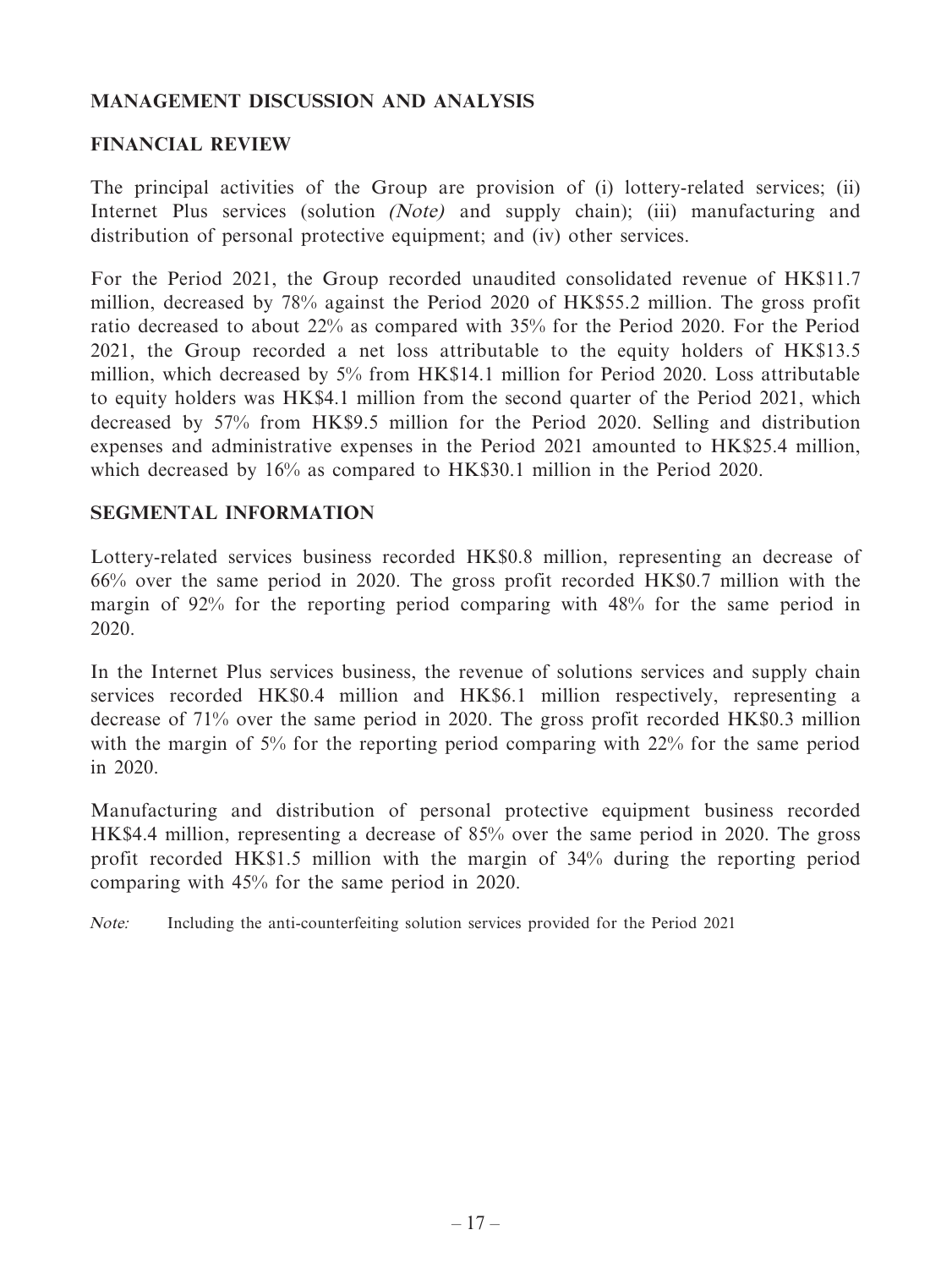## MANAGEMENT DISCUSSION AND ANALYSIS

### FINANCIAL REVIEW

The principal activities of the Group are provision of (i) lottery-related services; (ii) Internet Plus services (solution *(Note)* and supply chain); (iii) manufacturing and distribution of personal protective equipment; and (iv) other services.

For the Period 2021, the Group recorded unaudited consolidated revenue of HK$11.7 million, decreased by 78% against the Period 2020 of HK$55.2 million. The gross profit ratio decreased to about 22% as compared with 35% for the Period 2020. For the Period 2021, the Group recorded a net loss attributable to the equity holders of HK$13.5 million, which decreased by 5% from HK$14.1 million for Period 2020. Loss attributable to equity holders was HK$4.1 million from the second quarter of the Period 2021, which decreased by 57% from HK$9.5 million for the Period 2020. Selling and distribution expenses and administrative expenses in the Period 2021 amounted to HK$25.4 million, which decreased by 16% as compared to HK$30.1 million in the Period 2020.

### SEGMENTAL INFORMATION

Lottery-related services business recorded HK$0.8 million, representing an decrease of 66% over the same period in 2020. The gross profit recorded HK$0.7 million with the margin of 92% for the reporting period comparing with 48% for the same period in 2020.

In the Internet Plus services business, the revenue of solutions services and supply chain services recorded HK$0.4 million and HK$6.1 million respectively, representing a decrease of 71% over the same period in 2020. The gross profit recorded HK$0.3 million with the margin of 5% for the reporting period comparing with 22% for the same period in 2020.

Manufacturing and distribution of personal protective equipment business recorded HK$4.4 million, representing a decrease of 85% over the same period in 2020. The gross profit recorded HK$1.5 million with the margin of 34% during the reporting period comparing with 45% for the same period in 2020.

*Note:* Including the anti-counterfeiting solution services provided for the Period 2021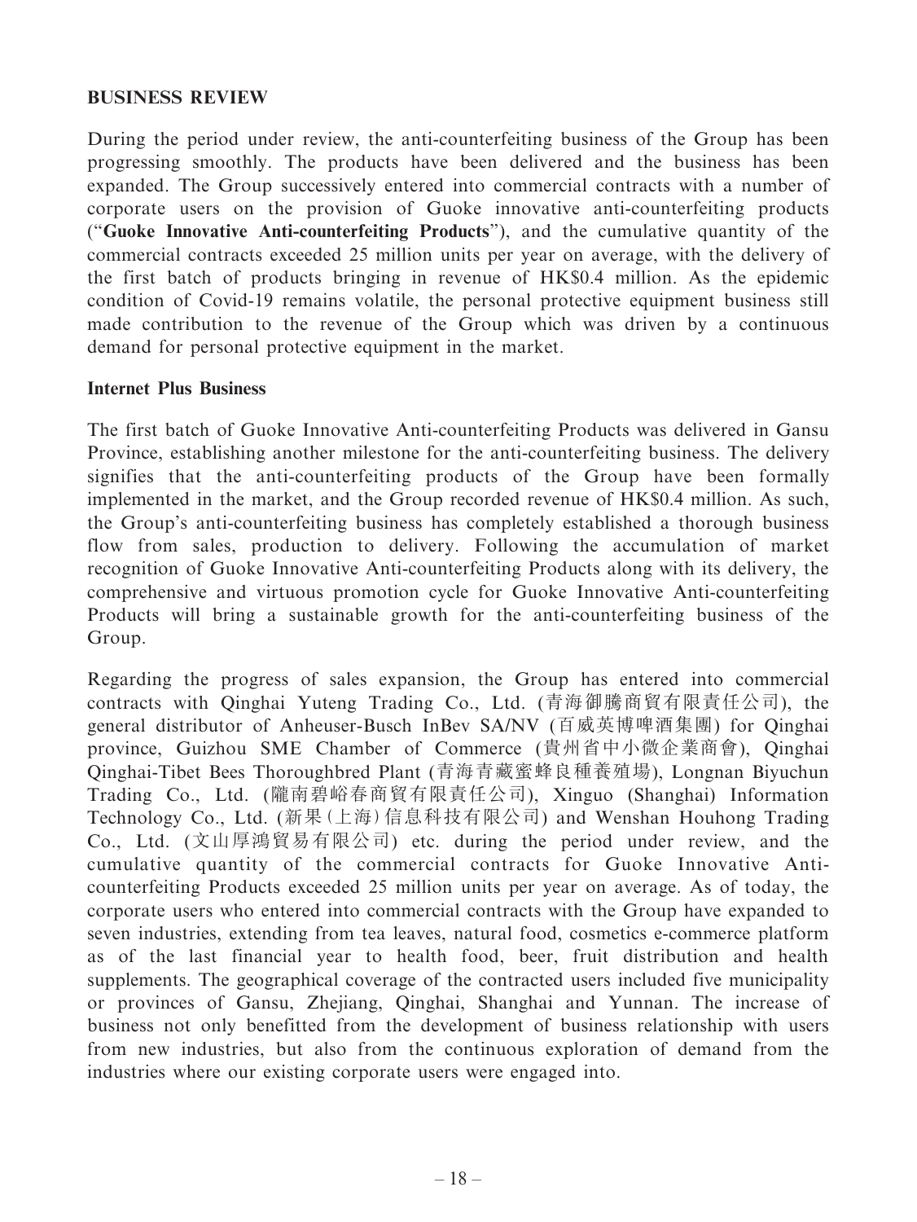**BUSINESS REVIEW**

During the period under review, the anti-counterfeiting business of the Group has been progressing smoothly. The products have been delivered and the business has been expanded. The Group successively entered into commercial contracts with a number of corporate users on the provision of Guoke innovative anti-counterfeiting products ("**Guoke Innovative Anti-counterfeiting Products**"), and the cumulative quantity of the commercial contracts exceeded 25 million units per year on average, with the delivery of the first batch of products bringing in revenue of HK$0.4 million. As the epidemic condition of Covid-19 remains volatile, the personal protective equipment business still made contribution to the revenue of the Group which was driven by a continuous demand for personal protective equipment in the market.

**Internet Plus Business**

The first batch of Guoke Innovative Anti-counterfeiting Products was delivered in Gansu Province, establishing another milestone for the anti-counterfeiting business. The delivery signifies that the anti-counterfeiting products of the Group have been formally implemented in the market, and the Group recorded revenue of HK$0.4 million. As such, the Group's anti-counterfeiting business has completely established a thorough business flow from sales, production to delivery. Following the accumulation of market recognition of Guoke Innovative Anti-counterfeiting Products along with its delivery, the comprehensive and virtuous promotion cycle for Guoke Innovative Anti-counterfeiting Products will bring a sustainable growth for the anti-counterfeiting business of the Group.

Regarding the progress of sales expansion, the Group has entered into commercial contracts with Qinghai Yuteng Trading Co., Ltd. (青海御騰商貿有限責任公司), the general distributor of Anheuser-Busch InBev SA/NV (百威英博啤酒集團) for Qinghai province, Guizhou SME Chamber of Commerce (貴州省中小微企業商會), Qinghai Qinghai-Tibet Bees Thoroughbred Plant (青海青藏蜜蜂良種養殖場), Longnan Biyuchun Trading Co., Ltd. (隴南碧峪春商貿有限責任公司), Xinguo (Shanghai) Information Technology Co., Ltd. (新果(上海)信息科技有限公司) and Wenshan Houhong Trading Co., Ltd. (文山厚鴻貿易有限公司) etc. during the period under review, and the cumulative quantity of the commercial contracts for Guoke Innovative Anti-counterfeiting Products exceeded 25 million units per year on average. As of today, the corporate users who entered into commercial contracts with the Group have expanded to seven industries, extending from tea leaves, natural food, cosmetics e-commerce platform as of the last financial year to health food, beer, fruit distribution and health supplements. The geographical coverage of the contracted users included five municipality or provinces of Gansu, Zhejiang, Qinghai, Shanghai and Yunnan. The increase of business not only benefitted from the development of business relationship with users from new industries, but also from the continuous exploration of demand from the industries where our existing corporate users were engaged into.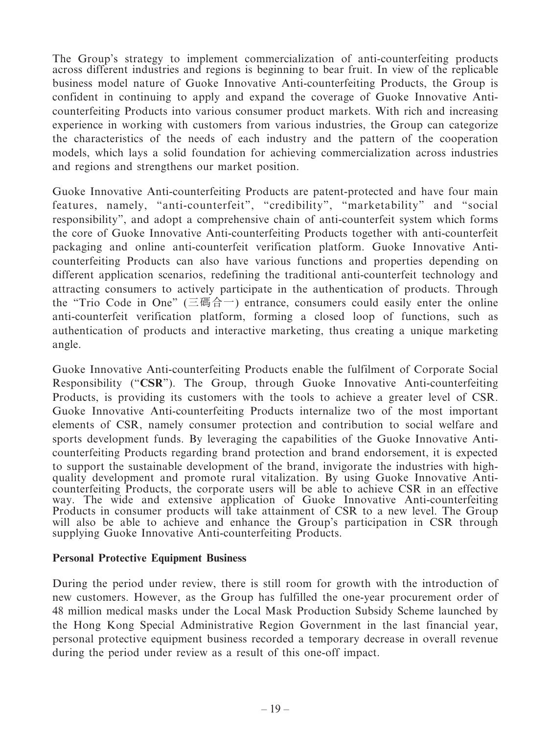The Group's strategy to implement commercialization of anti-counterfeiting products across different industries and regions is beginning to bear fruit. In view of the replicable business model nature of Guoke Innovative Anti-counterfeiting Products, the Group is confident in continuing to apply and expand the coverage of Guoke Innovative Anti-counterfeiting Products into various consumer product markets. With rich and increasing experience in working with customers from various industries, the Group can categorize the characteristics of the needs of each industry and the pattern of the cooperation models, which lays a solid foundation for achieving commercialization across industries and regions and strengthens our market position.

Guoke Innovative Anti-counterfeiting Products are patent-protected and have four main features, namely, "anti-counterfeit", "credibility", "marketability" and "social responsibility", and adopt a comprehensive chain of anti-counterfeit system which forms the core of Guoke Innovative Anti-counterfeiting Products together with anti-counterfeit packaging and online anti-counterfeit verification platform. Guoke Innovative Anti-counterfeiting Products can also have various functions and properties depending on different application scenarios, redefining the traditional anti-counterfeit technology and attracting consumers to actively participate in the authentication of products. Through the "Trio Code in One" (三碼合一) entrance, consumers could easily enter the online anti-counterfeit verification platform, forming a closed loop of functions, such as authentication of products and interactive marketing, thus creating a unique marketing angle.

Guoke Innovative Anti-counterfeiting Products enable the fulfilment of Corporate Social Responsibility ("**CSR**"). The Group, through Guoke Innovative Anti-counterfeiting Products, is providing its customers with the tools to achieve a greater level of CSR. Guoke Innovative Anti-counterfeiting Products internalize two of the most important elements of CSR, namely consumer protection and contribution to social welfare and sports development funds. By leveraging the capabilities of the Guoke Innovative Anti-counterfeiting Products regarding brand protection and brand endorsement, it is expected to support the sustainable development of the brand, invigorate the industries with high-quality development and promote rural vitalization. By using Guoke Innovative Anti-counterfeiting Products, the corporate users will be able to achieve CSR in an effective way. The wide and extensive application of Guoke Innovative Anti-counterfeiting Products in consumer products will take attainment of CSR to a new level. The Group will also be able to achieve and enhance the Group's participation in CSR through supplying Guoke Innovative Anti-counterfeiting Products.

**Personal Protective Equipment Business**

During the period under review, there is still room for growth with the introduction of new customers. However, as the Group has fulfilled the one-year procurement order of 48 million medical masks under the Local Mask Production Subsidy Scheme launched by the Hong Kong Special Administrative Region Government in the last financial year, personal protective equipment business recorded a temporary decrease in overall revenue during the period under review as a result of this one-off impact.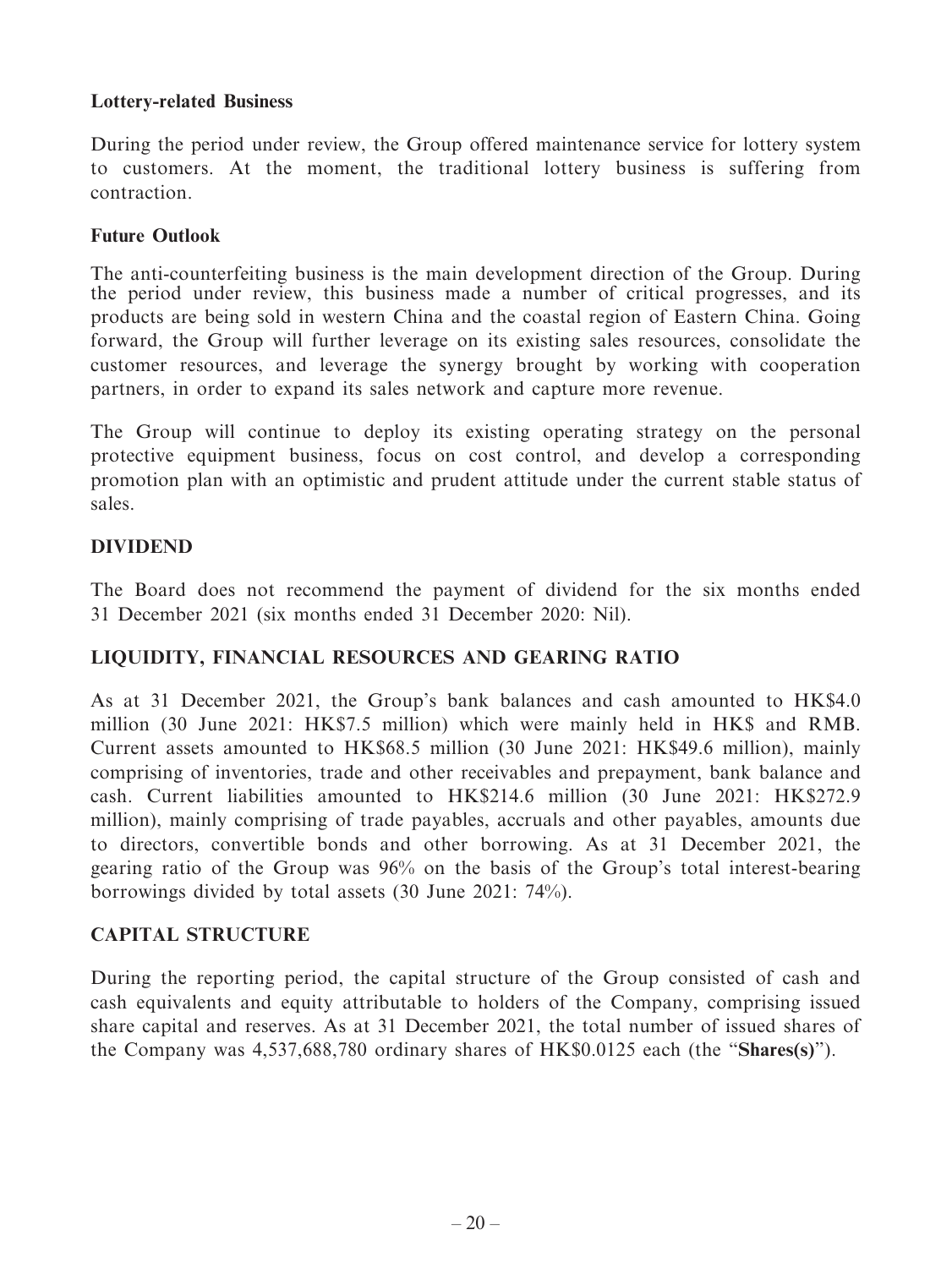**Lottery-related Business**

During the period under review, the Group offered maintenance service for lottery system to customers. At the moment, the traditional lottery business is suffering from contraction.

**Future Outlook**

The anti-counterfeiting business is the main development direction of the Group. During the period under review, this business made a number of critical progresses, and its products are being sold in western China and the coastal region of Eastern China. Going forward, the Group will further leverage on its existing sales resources, consolidate the customer resources, and leverage the synergy brought by working with cooperation partners, in order to expand its sales network and capture more revenue.

The Group will continue to deploy its existing operating strategy on the personal protective equipment business, focus on cost control, and develop a corresponding promotion plan with an optimistic and prudent attitude under the current stable status of sales.

## DIVIDEND

The Board does not recommend the payment of dividend for the six months ended 31 December 2021 (six months ended 31 December 2020: Nil).

## LIQUIDITY, FINANCIAL RESOURCES AND GEARING RATIO

As at 31 December 2021, the Group's bank balances and cash amounted to HK$4.0 million (30 June 2021: HK$7.5 million) which were mainly held in HK$ and RMB. Current assets amounted to HK$68.5 million (30 June 2021: HK$49.6 million), mainly comprising of inventories, trade and other receivables and prepayment, bank balance and cash. Current liabilities amounted to HK$214.6 million (30 June 2021: HK$272.9 million), mainly comprising of trade payables, accruals and other payables, amounts due to directors, convertible bonds and other borrowing. As at 31 December 2021, the gearing ratio of the Group was 96% on the basis of the Group's total interest-bearing borrowings divided by total assets (30 June 2021: 74%).

## CAPITAL STRUCTURE

During the reporting period, the capital structure of the Group consisted of cash and cash equivalents and equity attributable to holders of the Company, comprising issued share capital and reserves. As at 31 December 2021, the total number of issued shares of the Company was 4,537,688,780 ordinary shares of HK$0.0125 each (the "**Shares(s)**").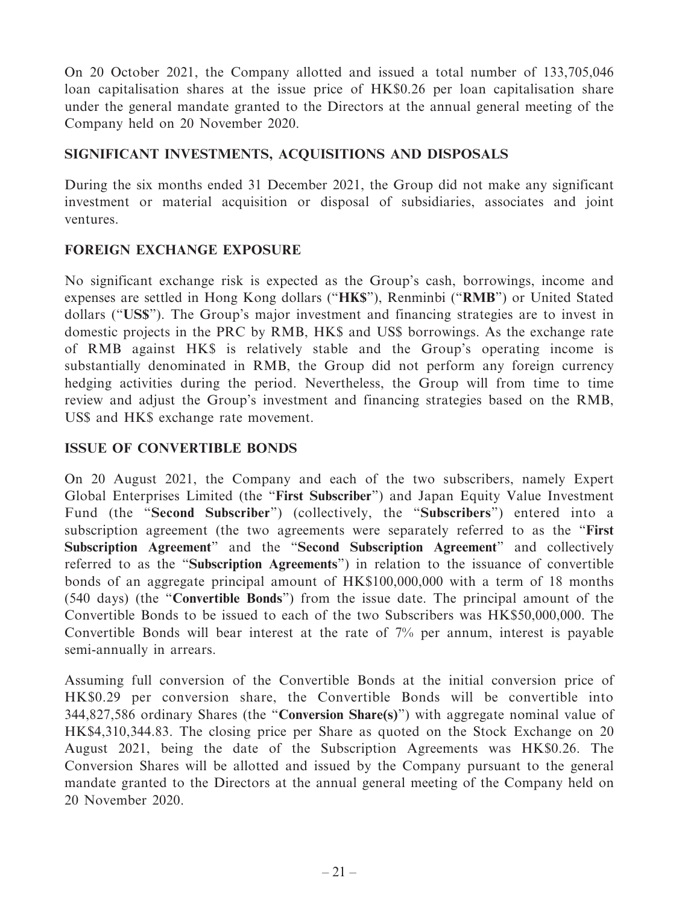On 20 October 2021, the Company allotted and issued a total number of 133,705,046 loan capitalisation shares at the issue price of HK$0.26 per loan capitalisation share under the general mandate granted to the Directors at the annual general meeting of the Company held on 20 November 2020.

## SIGNIFICANT INVESTMENTS, ACQUISITIONS AND DISPOSALS

During the six months ended 31 December 2021, the Group did not make any significant investment or material acquisition or disposal of subsidiaries, associates and joint ventures.

## FOREIGN EXCHANGE EXPOSURE

No significant exchange risk is expected as the Group's cash, borrowings, income and expenses are settled in Hong Kong dollars ("**HK$**"), Renminbi ("**RMB**") or United Stated dollars ("**US$**"). The Group's major investment and financing strategies are to invest in domestic projects in the PRC by RMB, HK$ and US$ borrowings. As the exchange rate of RMB against HK$ is relatively stable and the Group's operating income is substantially denominated in RMB, the Group did not perform any foreign currency hedging activities during the period. Nevertheless, the Group will from time to time review and adjust the Group's investment and financing strategies based on the RMB, US$ and HK$ exchange rate movement.

## ISSUE OF CONVERTIBLE BONDS

On 20 August 2021, the Company and each of the two subscribers, namely Expert Global Enterprises Limited (the "**First Subscriber**") and Japan Equity Value Investment Fund (the "**Second Subscriber**") (collectively, the "**Subscribers**") entered into a subscription agreement (the two agreements were separately referred to as the "**First Subscription Agreement**" and the "**Second Subscription Agreement**" and collectively referred to as the "**Subscription Agreements**") in relation to the issuance of convertible bonds of an aggregate principal amount of HK$100,000,000 with a term of 18 months (540 days) (the "**Convertible Bonds**") from the issue date. The principal amount of the Convertible Bonds to be issued to each of the two Subscribers was HK$50,000,000. The Convertible Bonds will bear interest at the rate of 7% per annum, interest is payable semi-annually in arrears.

Assuming full conversion of the Convertible Bonds at the initial conversion price of HK$0.29 per conversion share, the Convertible Bonds will be convertible into 344,827,586 ordinary Shares (the "**Conversion Share(s)**") with aggregate nominal value of HK$4,310,344.83. The closing price per Share as quoted on the Stock Exchange on 20 August 2021, being the date of the Subscription Agreements was HK$0.26. The Conversion Shares will be allotted and issued by the Company pursuant to the general mandate granted to the Directors at the annual general meeting of the Company held on 20 November 2020.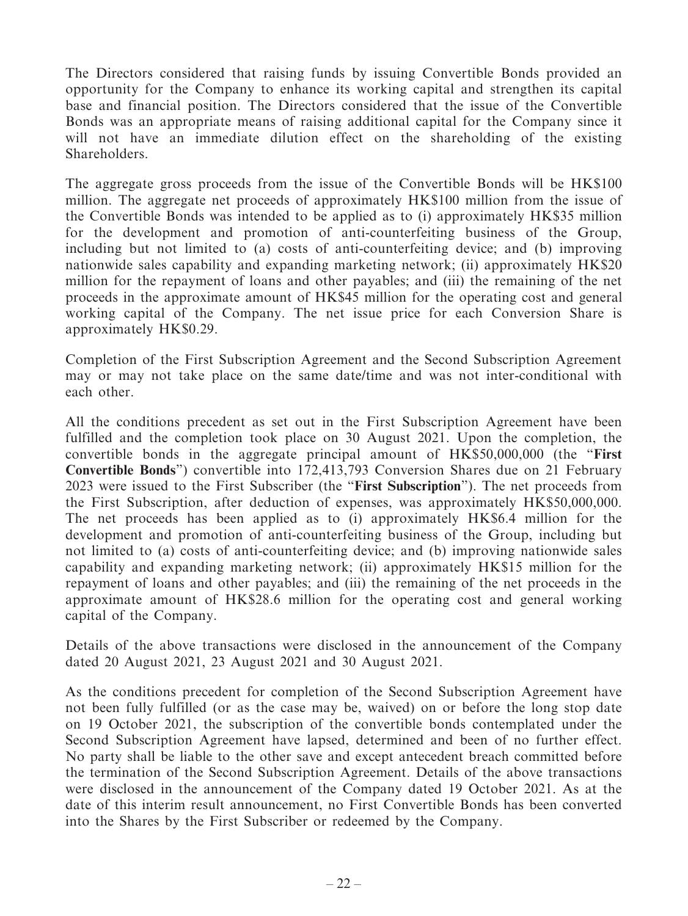The Directors considered that raising funds by issuing Convertible Bonds provided an opportunity for the Company to enhance its working capital and strengthen its capital base and financial position. The Directors considered that the issue of the Convertible Bonds was an appropriate means of raising additional capital for the Company since it will not have an immediate dilution effect on the shareholding of the existing Shareholders.

The aggregate gross proceeds from the issue of the Convertible Bonds will be HK$100 million. The aggregate net proceeds of approximately HK$100 million from the issue of the Convertible Bonds was intended to be applied as to (i) approximately HK$35 million for the development and promotion of anti-counterfeiting business of the Group, including but not limited to (a) costs of anti-counterfeiting device; and (b) improving nationwide sales capability and expanding marketing network; (ii) approximately HK$20 million for the repayment of loans and other payables; and (iii) the remaining of the net proceeds in the approximate amount of HK$45 million for the operating cost and general working capital of the Company. The net issue price for each Conversion Share is approximately HK$0.29.

Completion of the First Subscription Agreement and the Second Subscription Agreement may or may not take place on the same date/time and was not inter-conditional with each other.

All the conditions precedent as set out in the First Subscription Agreement have been fulfilled and the completion took place on 30 August 2021. Upon the completion, the convertible bonds in the aggregate principal amount of HK$50,000,000 (the "**First Convertible Bonds**") convertible into 172,413,793 Conversion Shares due on 21 February 2023 were issued to the First Subscriber (the "**First Subscription**"). The net proceeds from the First Subscription, after deduction of expenses, was approximately HK$50,000,000. The net proceeds has been applied as to (i) approximately HK$6.4 million for the development and promotion of anti-counterfeiting business of the Group, including but not limited to (a) costs of anti-counterfeiting device; and (b) improving nationwide sales capability and expanding marketing network; (ii) approximately HK$15 million for the repayment of loans and other payables; and (iii) the remaining of the net proceeds in the approximate amount of HK$28.6 million for the operating cost and general working capital of the Company.

Details of the above transactions were disclosed in the announcement of the Company dated 20 August 2021, 23 August 2021 and 30 August 2021.

As the conditions precedent for completion of the Second Subscription Agreement have not been fully fulfilled (or as the case may be, waived) on or before the long stop date on 19 October 2021, the subscription of the convertible bonds contemplated under the Second Subscription Agreement have lapsed, determined and been of no further effect. No party shall be liable to the other save and except antecedent breach committed before the termination of the Second Subscription Agreement. Details of the above transactions were disclosed in the announcement of the Company dated 19 October 2021. As at the date of this interim result announcement, no First Convertible Bonds has been converted into the Shares by the First Subscriber or redeemed by the Company.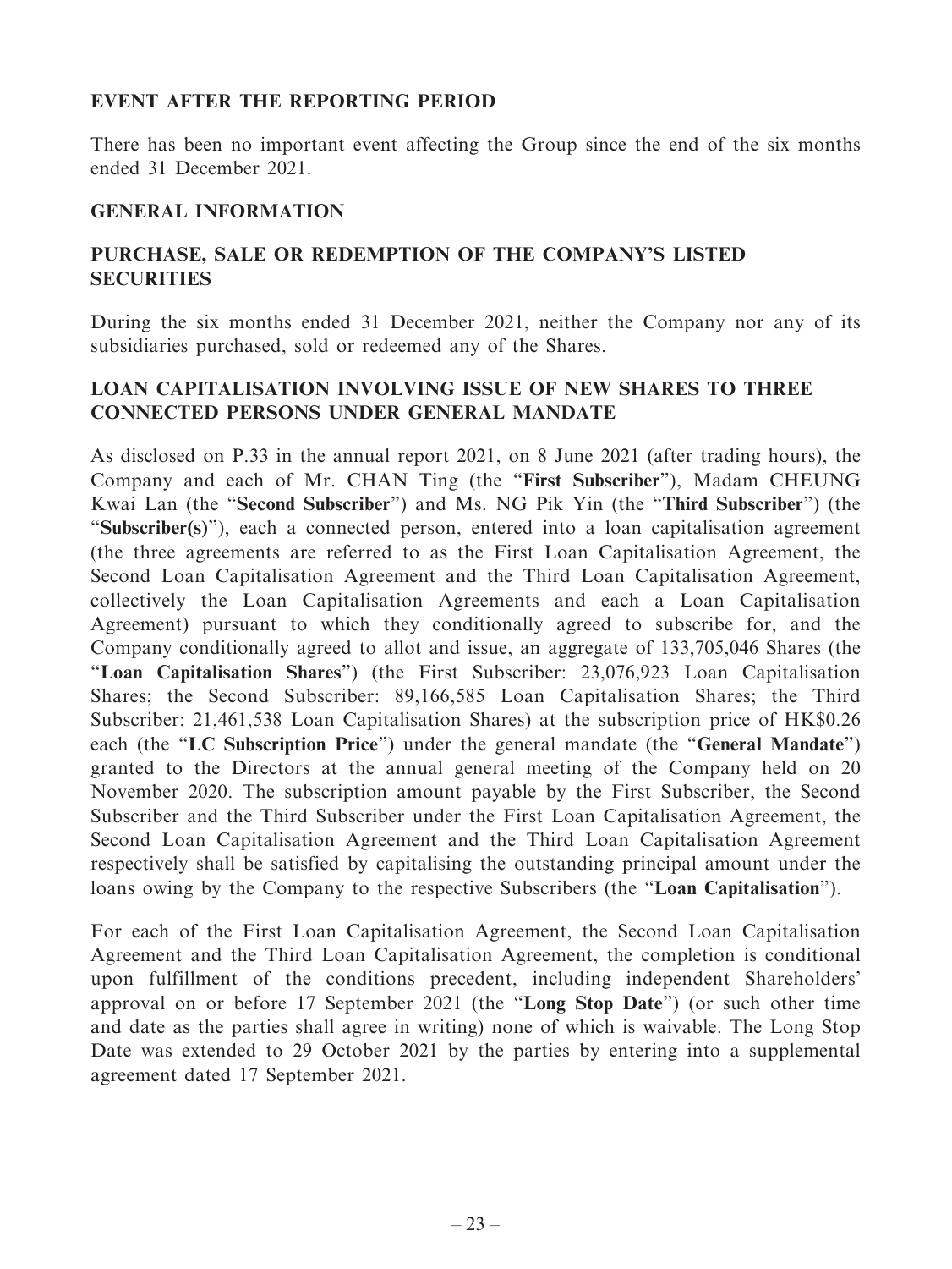## EVENT AFTER THE REPORTING PERIOD

There has been no important event affecting the Group since the end of the six months ended 31 December 2021.

## GENERAL INFORMATION

## PURCHASE, SALE OR REDEMPTION OF THE COMPANY'S LISTED SECURITIES

During the six months ended 31 December 2021, neither the Company nor any of its subsidiaries purchased, sold or redeemed any of the Shares.

## LOAN CAPITALISATION INVOLVING ISSUE OF NEW SHARES TO THREE CONNECTED PERSONS UNDER GENERAL MANDATE

As disclosed on P.33 in the annual report 2021, on 8 June 2021 (after trading hours), the Company and each of Mr. CHAN Ting (the "**First Subscriber**"), Madam CHEUNG Kwai Lan (the "**Second Subscriber**") and Ms. NG Pik Yin (the "**Third Subscriber**") (the "**Subscriber(s)**"), each a connected person, entered into a loan capitalisation agreement (the three agreements are referred to as the First Loan Capitalisation Agreement, the Second Loan Capitalisation Agreement and the Third Loan Capitalisation Agreement, collectively the Loan Capitalisation Agreements and each a Loan Capitalisation Agreement) pursuant to which they conditionally agreed to subscribe for, and the Company conditionally agreed to allot and issue, an aggregate of 133,705,046 Shares (the "**Loan Capitalisation Shares**") (the First Subscriber: 23,076,923 Loan Capitalisation Shares; the Second Subscriber: 89,166,585 Loan Capitalisation Shares; the Third Subscriber: 21,461,538 Loan Capitalisation Shares) at the subscription price of HK$0.26 each (the "**LC Subscription Price**") under the general mandate (the "**General Mandate**") granted to the Directors at the annual general meeting of the Company held on 20 November 2020. The subscription amount payable by the First Subscriber, the Second Subscriber and the Third Subscriber under the First Loan Capitalisation Agreement, the Second Loan Capitalisation Agreement and the Third Loan Capitalisation Agreement respectively shall be satisfied by capitalising the outstanding principal amount under the loans owing by the Company to the respective Subscribers (the "**Loan Capitalisation**").

For each of the First Loan Capitalisation Agreement, the Second Loan Capitalisation Agreement and the Third Loan Capitalisation Agreement, the completion is conditional upon fulfillment of the conditions precedent, including independent Shareholders' approval on or before 17 September 2021 (the "**Long Stop Date**") (or such other time and date as the parties shall agree in writing) none of which is waivable. The Long Stop Date was extended to 29 October 2021 by the parties by entering into a supplemental agreement dated 17 September 2021.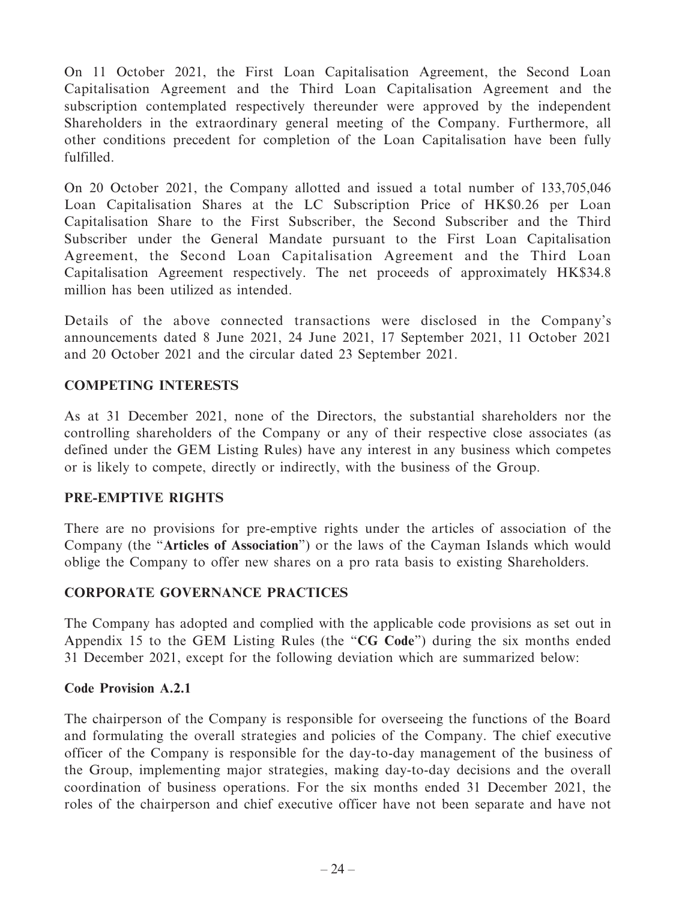On 11 October 2021, the First Loan Capitalisation Agreement, the Second Loan Capitalisation Agreement and the Third Loan Capitalisation Agreement and the subscription contemplated respectively thereunder were approved by the independent Shareholders in the extraordinary general meeting of the Company. Furthermore, all other conditions precedent for completion of the Loan Capitalisation have been fully fulfilled.

On 20 October 2021, the Company allotted and issued a total number of 133,705,046 Loan Capitalisation Shares at the LC Subscription Price of HK$0.26 per Loan Capitalisation Share to the First Subscriber, the Second Subscriber and the Third Subscriber under the General Mandate pursuant to the First Loan Capitalisation Agreement, the Second Loan Capitalisation Agreement and the Third Loan Capitalisation Agreement respectively. The net proceeds of approximately HK$34.8 million has been utilized as intended.

Details of the above connected transactions were disclosed in the Company's announcements dated 8 June 2021, 24 June 2021, 17 September 2021, 11 October 2021 and 20 October 2021 and the circular dated 23 September 2021.

## COMPETING INTERESTS

As at 31 December 2021, none of the Directors, the substantial shareholders nor the controlling shareholders of the Company or any of their respective close associates (as defined under the GEM Listing Rules) have any interest in any business which competes or is likely to compete, directly or indirectly, with the business of the Group.

## PRE-EMPTIVE RIGHTS

There are no provisions for pre-emptive rights under the articles of association of the Company (the "**Articles of Association**") or the laws of the Cayman Islands which would oblige the Company to offer new shares on a pro rata basis to existing Shareholders.

## CORPORATE GOVERNANCE PRACTICES

The Company has adopted and complied with the applicable code provisions as set out in Appendix 15 to the GEM Listing Rules (the "**CG Code**") during the six months ended 31 December 2021, except for the following deviation which are summarized below:

### Code Provision A.2.1

The chairperson of the Company is responsible for overseeing the functions of the Board and formulating the overall strategies and policies of the Company. The chief executive officer of the Company is responsible for the day-to-day management of the business of the Group, implementing major strategies, making day-to-day decisions and the overall coordination of business operations. For the six months ended 31 December 2021, the roles of the chairperson and chief executive officer have not been separate and have not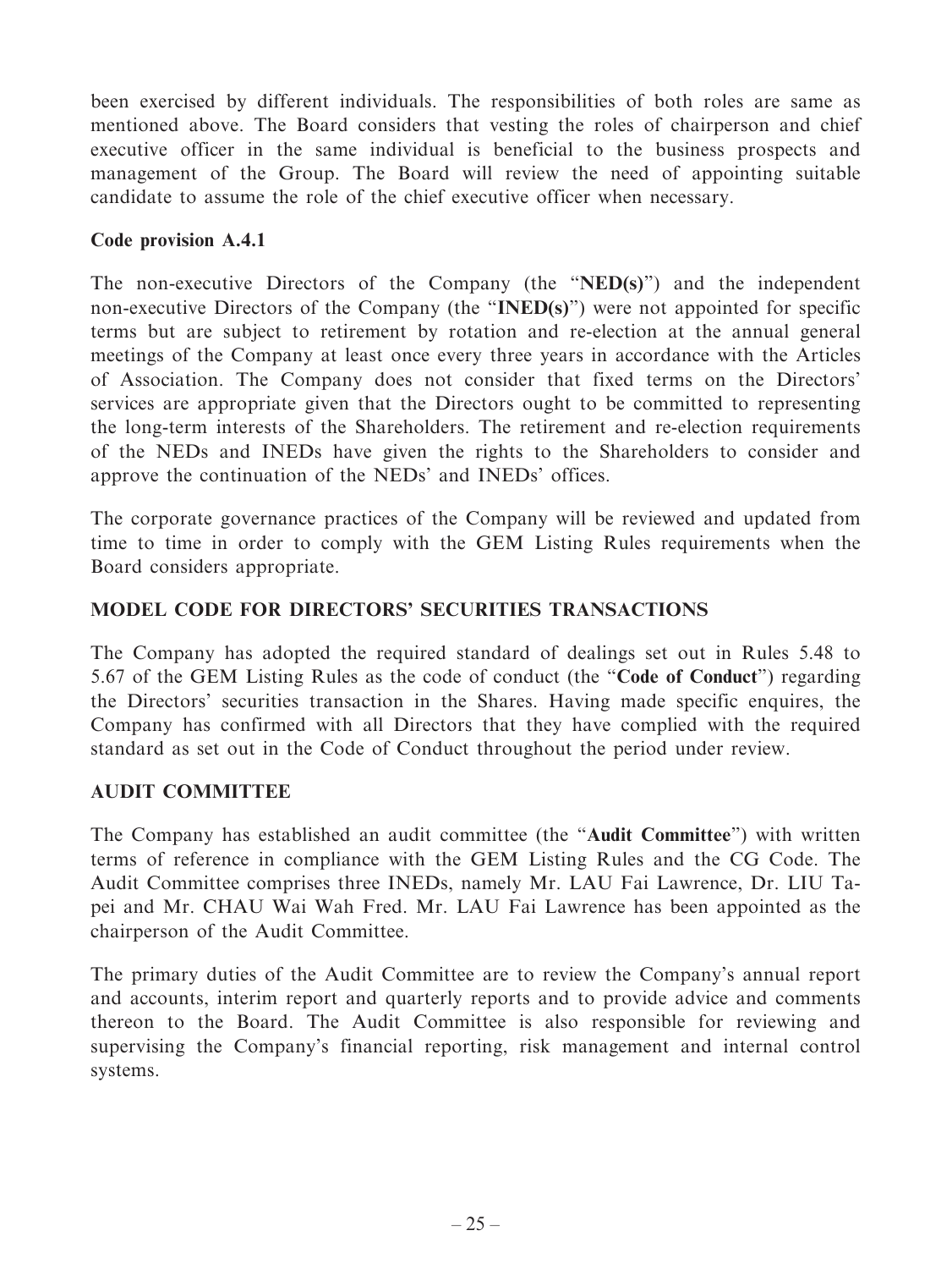been exercised by different individuals. The responsibilities of both roles are same as mentioned above. The Board considers that vesting the roles of chairperson and chief executive officer in the same individual is beneficial to the business prospects and management of the Group. The Board will review the need of appointing suitable candidate to assume the role of the chief executive officer when necessary.

**Code provision A.4.1**

The non-executive Directors of the Company (the "**NED(s)**") and the independent non-executive Directors of the Company (the "**INED(s)**") were not appointed for specific terms but are subject to retirement by rotation and re-election at the annual general meetings of the Company at least once every three years in accordance with the Articles of Association. The Company does not consider that fixed terms on the Directors' services are appropriate given that the Directors ought to be committed to representing the long-term interests of the Shareholders. The retirement and re-election requirements of the NEDs and INEDs have given the rights to the Shareholders to consider and approve the continuation of the NEDs' and INEDs' offices.

The corporate governance practices of the Company will be reviewed and updated from time to time in order to comply with the GEM Listing Rules requirements when the Board considers appropriate.

## MODEL CODE FOR DIRECTORS' SECURITIES TRANSACTIONS

The Company has adopted the required standard of dealings set out in Rules 5.48 to 5.67 of the GEM Listing Rules as the code of conduct (the "**Code of Conduct**") regarding the Directors' securities transaction in the Shares. Having made specific enquires, the Company has confirmed with all Directors that they have complied with the required standard as set out in the Code of Conduct throughout the period under review.

## AUDIT COMMITTEE

The Company has established an audit committee (the "**Audit Committee**") with written terms of reference in compliance with the GEM Listing Rules and the CG Code. The Audit Committee comprises three INEDs, namely Mr. LAU Fai Lawrence, Dr. LIU Ta-pei and Mr. CHAU Wai Wah Fred. Mr. LAU Fai Lawrence has been appointed as the chairperson of the Audit Committee.

The primary duties of the Audit Committee are to review the Company's annual report and accounts, interim report and quarterly reports and to provide advice and comments thereon to the Board. The Audit Committee is also responsible for reviewing and supervising the Company's financial reporting, risk management and internal control systems.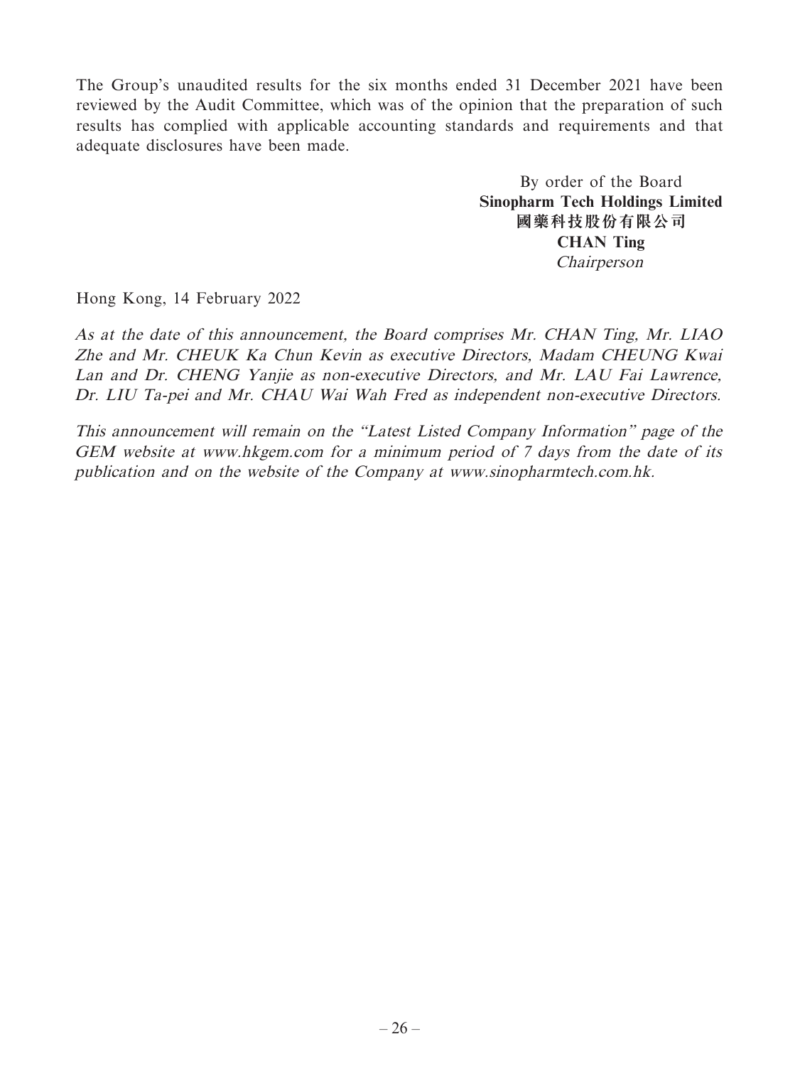The Group's unaudited results for the six months ended 31 December 2021 have been reviewed by the Audit Committee, which was of the opinion that the preparation of such results has complied with applicable accounting standards and requirements and that adequate disclosures have been made.

By order of the Board
**Sinopharm Tech Holdings Limited**
**國藥科技股份有限公司**
**CHAN Ting**
*Chairperson*

Hong Kong, 14 February 2022

*As at the date of this announcement, the Board comprises Mr. CHAN Ting, Mr. LIAO Zhe and Mr. CHEUK Ka Chun Kevin as executive Directors, Madam CHEUNG Kwai Lan and Dr. CHENG Yanjie as non-executive Directors, and Mr. LAU Fai Lawrence, Dr. LIU Ta-pei and Mr. CHAU Wai Wah Fred as independent non-executive Directors.*

*This announcement will remain on the "Latest Listed Company Information" page of the GEM website at www.hkgem.com for a minimum period of 7 days from the date of its publication and on the website of the Company at www.sinopharmtech.com.hk.*